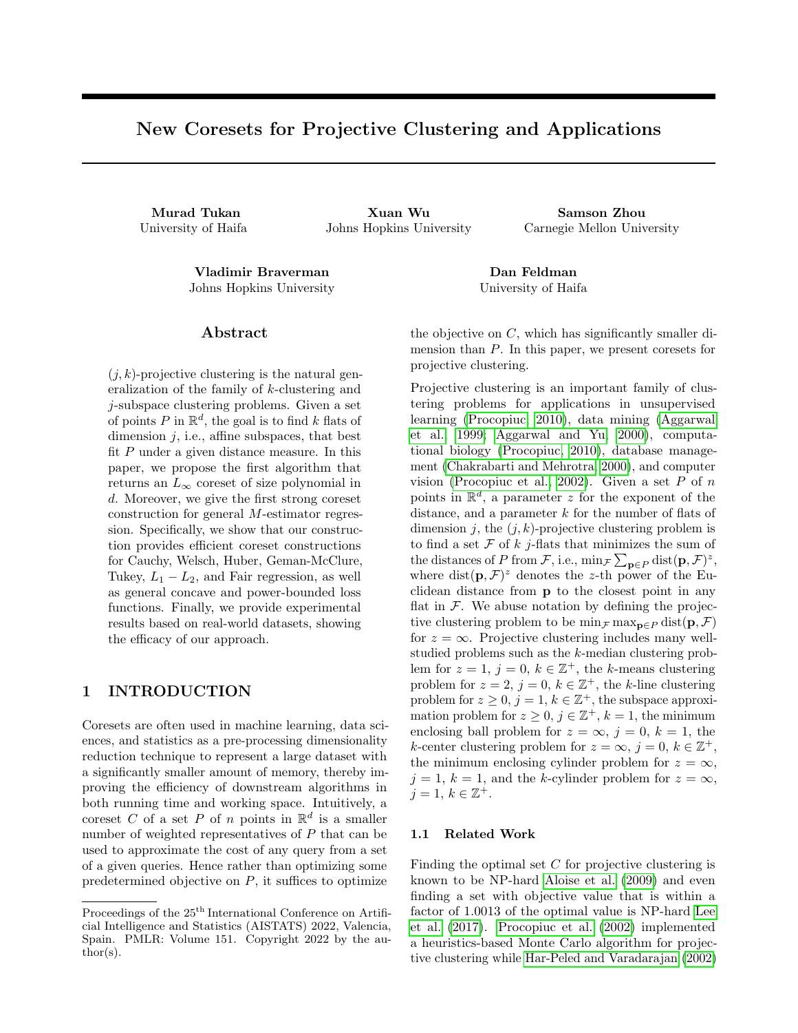# New Coresets for Projective Clustering and Applications

**Murad Tukan**
University of Haifa

**Xuan Wu**
Johns Hopkins University

**Samson Zhou**
Carnegie Mellon University

**Vladimir Braverman**
Johns Hopkins University

**Dan Feldman**
University of Haifa

## Abstract

$(j, k)$-projective clustering is the natural generalization of the family of $k$-clustering and $j$-subspace clustering problems. Given a set of points $P$ in $\mathbb{R}^d$, the goal is to find $k$ flats of dimension $j$, i.e., affine subspaces, that best fit $P$ under a given distance measure. In this paper, we propose the first algorithm that returns an $L_\infty$ coreset of size polynomial in $d$. Moreover, we give the first strong coreset construction for general $M$-estimator regression. Specifically, we show that our construction provides efficient coreset constructions for Cauchy, Welsch, Huber, Geman-McClure, Tukey, $L_1 - L_2$, and Fair regression, as well as general concave and power-bounded loss functions. Finally, we provide experimental results based on real-world datasets, showing the efficacy of our approach.

## 1 INTRODUCTION

Coresets are often used in machine learning, data sciences, and statistics as a pre-processing dimensionality reduction technique to represent a large dataset with a significantly smaller amount of memory, thereby improving the efficiency of downstream algorithms in both running time and working space. Intuitively, a coreset $C$ of a set $P$ of $n$ points in $\mathbb{R}^d$ is a smaller number of weighted representatives of $P$ that can be used to approximate the cost of any query from a set of a given queries. Hence rather than optimizing some predetermined objective on $P$, it suffices to optimize the objective on $C$, which has significantly smaller dimension than $P$. In this paper, we present coresets for projective clustering.

Projective clustering is an important family of clustering problems for applications in unsupervised learning (Procopiuc, 2010), data mining (Aggarwal et al., 1999; Aggarwal and Yu, 2000), computational biology (Procopiuc, 2010), database management (Chakrabarti and Mehrotra, 2000), and computer vision (Procopiuc et al., 2002). Given a set $P$ of $n$ points in $\mathbb{R}^d$, a parameter $z$ for the exponent of the distance, and a parameter $k$ for the number of flats of dimension $j$, the $(j, k)$-projective clustering problem is to find a set $\mathcal{F}$ of $k$ $j$-flats that minimizes the sum of the distances of $P$ from $\mathcal{F}$, i.e., $\min_{\mathcal{F}} \sum_{\mathbf{p}\in P} \text{dist}(\mathbf{p}, \mathcal{F})^z$, where $\text{dist}(\mathbf{p}, \mathcal{F})^z$ denotes the $z$-th power of the Euclidean distance from $\mathbf{p}$ to the closest point in any flat in $\mathcal{F}$. We abuse notation by defining the projective clustering problem to be $\min_{\mathcal{F}} \max_{\mathbf{p}\in P} \text{dist}(\mathbf{p}, \mathcal{F})$ for $z = \infty$. Projective clustering includes many well-studied problems such as the $k$-median clustering problem for $z = 1$, $j = 0$, $k \in \mathbb{Z}^+$, the $k$-means clustering problem for $z = 2$, $j = 0$, $k \in \mathbb{Z}^+$, the $k$-line clustering problem for $z \geq 0$, $j = 1$, $k \in \mathbb{Z}^+$, the subspace approximation problem for $z \geq 0$, $j \in \mathbb{Z}^+$, $k = 1$, the minimum enclosing ball problem for $z = \infty$, $j = 0$, $k = 1$, the $k$-center clustering problem for $z = \infty$, $j = 0$, $k \in \mathbb{Z}^+$, the minimum enclosing cylinder problem for $z = \infty$, $j = 1$, $k = 1$, and the $k$-cylinder problem for $z = \infty$, $j = 1$, $k \in \mathbb{Z}^+$.

### 1.1 Related Work

Finding the optimal set $C$ for projective clustering is known to be NP-hard Aloise et al. (2009) and even finding a set with objective value that is within a factor of 1.0013 of the optimal value is NP-hard Lee et al. (2017). Procopiuc et al. (2002) implemented a heuristics-based Monte Carlo algorithm for projective clustering while Har-Peled and Varadarajan (2002)

Proceedings of the 25[th] International Conference on Artificial Intelligence and Statistics (AISTATS) 2022, Valencia, Spain. PMLR: Volume 151. Copyright 2022 by the author(s).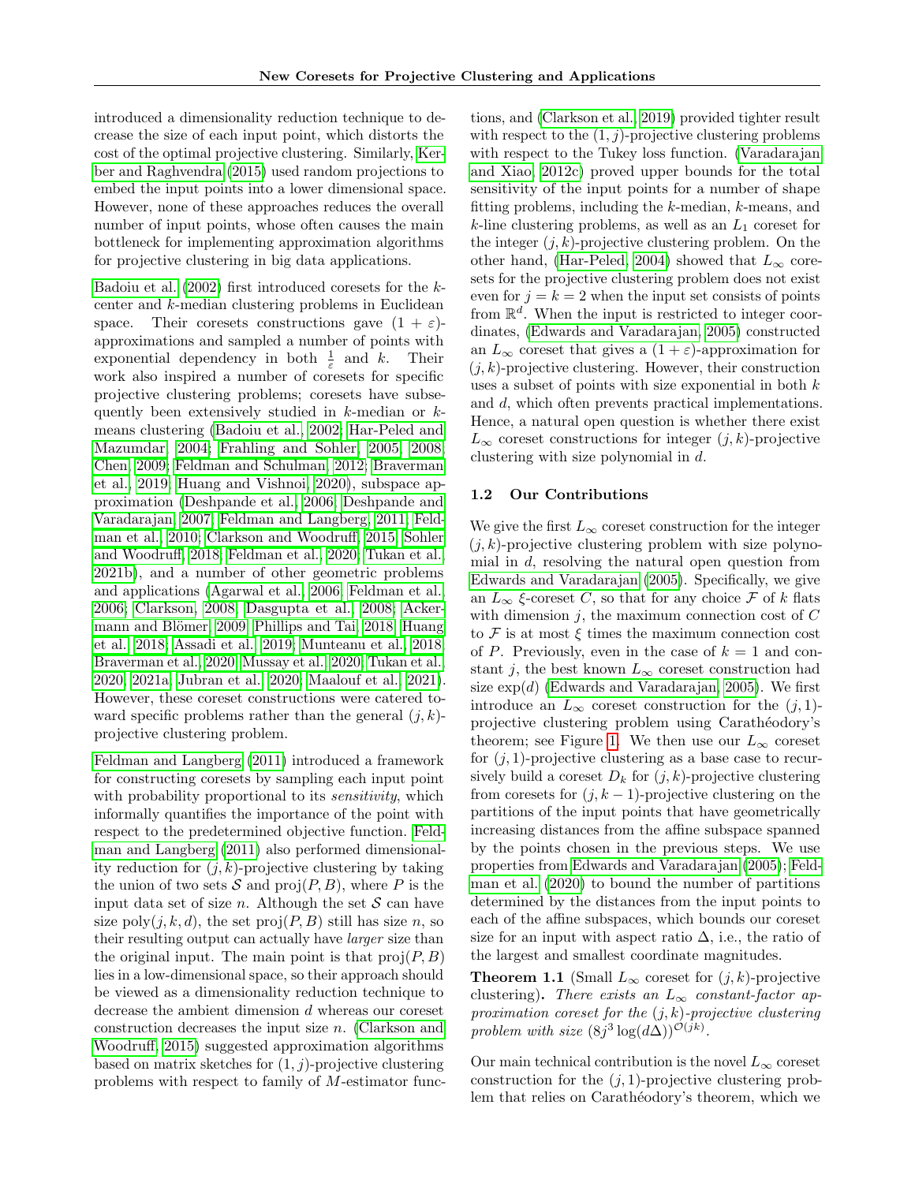introduced a dimensionality reduction technique to decrease the size of each input point, which distorts the cost of the optimal projective clustering. Similarly, Kerber and Raghvendra (2015) used random projections to embed the input points into a lower dimensional space. However, none of these approaches reduces the overall number of input points, whose often causes the main bottleneck for implementing approximation algorithms for projective clustering in big data applications.

Badoiu et al. (2002) first introduced coresets for the $k$-center and $k$-median clustering problems in Euclidean space. Their coresets constructions gave $(1+\varepsilon)$-approximations and sampled a number of points with exponential dependency in both $\frac{1}{\varepsilon}$ and $k$. Their work also inspired a number of coresets for specific projective clustering problems; coresets have subsequently been extensively studied in $k$-median or $k$-means clustering (Badoiu et al., 2002; Har-Peled and Mazumdar, 2004; Frahling and Sohler, 2005, 2008; Chen, 2009; Feldman and Schulman, 2012; Braverman et al., 2019; Huang and Vishnoi, 2020), subspace approximation (Deshpande et al., 2006; Deshpande and Varadarajan, 2007; Feldman and Langberg, 2011; Feldman et al., 2010; Clarkson and Woodruff, 2015; Sohler and Woodruff, 2018; Feldman et al., 2020; Tukan et al., 2021b), and a number of other geometric problems and applications (Agarwal et al., 2006; Feldman et al., 2006; Clarkson, 2008; Dasgupta et al., 2008; Ackermann and Blömer, 2009; Phillips and Tai, 2018; Huang et al., 2018; Assadi et al., 2019; Munteanu et al., 2018; Braverman et al., 2020; Mussay et al., 2020; Tukan et al., 2020, 2021a; Jubran et al., 2020; Maalouf et al., 2021). However, these coreset constructions were catered toward specific problems rather than the general $(j,k)$-projective clustering problem.

Feldman and Langberg (2011) introduced a framework for constructing coresets by sampling each input point with probability proportional to its *sensitivity*, which informally quantifies the importance of the point with respect to the predetermined objective function. Feldman and Langberg (2011) also performed dimensionality reduction for $(j,k)$-projective clustering by taking the union of two sets $\mathcal{S}$ and $\text{proj}(P,B)$, where $P$ is the input data set of size $n$. Although the set $\mathcal{S}$ can have size $\text{poly}(j,k,d)$, the set $\text{proj}(P,B)$ still has size $n$, so their resulting output can actually have *larger* size than the original input. The main point is that $\text{proj}(P,B)$ lies in a low-dimensional space, so their approach should be viewed as a dimensionality reduction technique to decrease the ambient dimension $d$ whereas our coreset construction decreases the input size $n$. (Clarkson and Woodruff, 2015) suggested approximation algorithms based on matrix sketches for $(1,j)$-projective clustering problems with respect to family of $M$-estimator functions, and (Clarkson et al., 2019) provided tighter result with respect to the $(1,j)$-projective clustering problems with respect to the Tukey loss function. (Varadarajan and Xiao, 2012c) proved upper bounds for the total sensitivity of the input points for a number of shape fitting problems, including the $k$-median, $k$-means, and $k$-line clustering problems, as well as an $L_1$ coreset for the integer $(j,k)$-projective clustering problem. On the other hand, (Har-Peled, 2004) showed that $L_\infty$ coresets for the projective clustering problem does not exist even for $j=k=2$ when the input set consists of points from $\mathbb{R}^d$. When the input is restricted to integer coordinates, (Edwards and Varadarajan, 2005) constructed an $L_\infty$ coreset that gives a $(1+\varepsilon)$-approximation for $(j,k)$-projective clustering. However, their construction uses a subset of points with size exponential in both $k$ and $d$, which often prevents practical implementations. Hence, a natural open question is whether there exist $L_\infty$ coreset constructions for integer $(j,k)$-projective clustering with size polynomial in $d$.

### 1.2 Our Contributions

We give the first $L_\infty$ coreset construction for the integer $(j,k)$-projective clustering problem with size polynomial in $d$, resolving the natural open question from Edwards and Varadarajan (2005). Specifically, we give an $L_\infty$ $\xi$-coreset $C$, so that for any choice $\mathcal{F}$ of $k$ flats with dimension $j$, the maximum connection cost of $C$ to $\mathcal{F}$ is at most $\xi$ times the maximum connection cost of $P$. Previously, even in the case of $k=1$ and constant $j$, the best known $L_\infty$ coreset construction had size $\exp(d)$ (Edwards and Varadarajan, 2005). We first introduce an $L_\infty$ coreset construction for the $(j,1)$-projective clustering problem using Carathéodory's theorem; see Figure 1. We then use our $L_\infty$ coreset for $(j,1)$-projective clustering as a base case to recursively build a coreset $D_k$ for $(j,k)$-projective clustering from coresets for $(j,k-1)$-projective clustering on the partitions of the input points that have geometrically increasing distances from the affine subspace spanned by the points chosen in the previous steps. We use properties from Edwards and Varadarajan (2005); Feldman et al. (2020) to bound the number of partitions determined by the distances from the input points to each of the affine subspaces, which bounds our coreset size for an input with aspect ratio $\Delta$, i.e., the ratio of the largest and smallest coordinate magnitudes.

**Theorem 1.1** (Small $L_\infty$ coreset for $(j,k)$-projective clustering). *There exists an $L_\infty$ constant-factor approximation coreset for the $(j,k)$-projective clustering problem with size $(8j^3\log(d\Delta))^{\mathcal{O}(jk)}$.*

Our main technical contribution is the novel $L_\infty$ coreset construction for the $(j,1)$-projective clustering problem that relies on Carathéodory's theorem, which we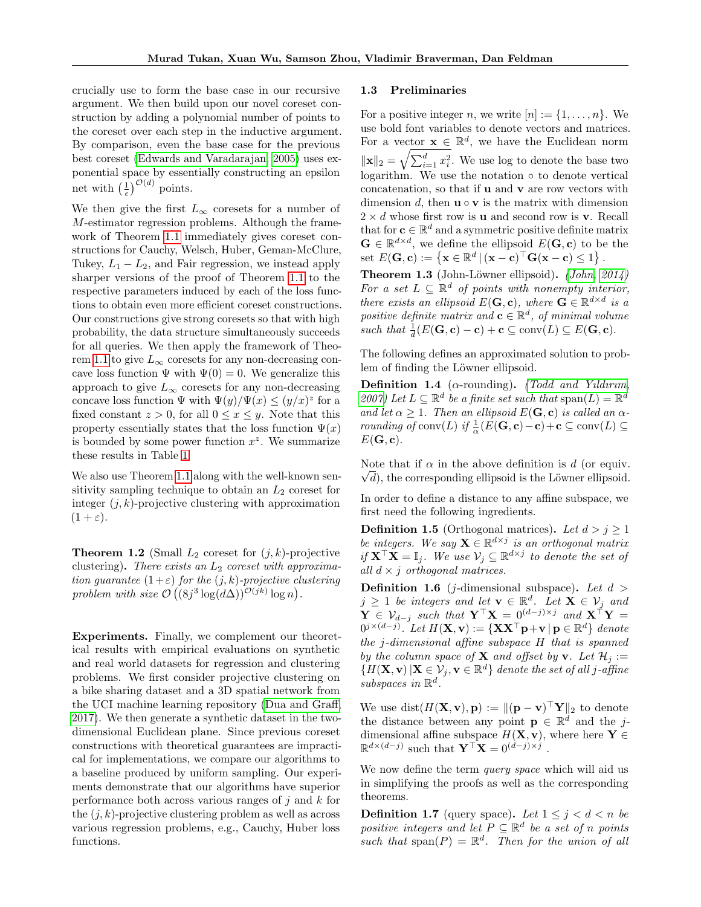crucially use to form the base case in our recursive argument. We then build upon our novel coreset construction by adding a polynomial number of points to the coreset over each step in the inductive argument. By comparison, even the base case for the previous best coreset (Edwards and Varadarajan, 2005) uses exponential space by essentially constructing an epsilon net with $\left(\frac{1}{\epsilon}\right)^{\mathcal{O}(d)}$ points.

We then give the first $L_\infty$ coresets for a number of $M$-estimator regression problems. Although the framework of Theorem 1.1 immediately gives coreset constructions for Cauchy, Welsch, Huber, Geman-McClure, Tukey, $L_1 - L_2$, and Fair regression, we instead apply sharper versions of the proof of Theorem 1.1 to the respective parameters induced by each of the loss functions to obtain even more efficient coreset constructions. Our constructions give strong coresets so that with high probability, the data structure simultaneously succeeds for all queries. We then apply the framework of Theorem 1.1 to give $L_\infty$ coresets for any non-decreasing concave loss function $\Psi$ with $\Psi(0) = 0$. We generalize this approach to give $L_\infty$ coresets for any non-decreasing concave loss function $\Psi$ with $\Psi(y)/\Psi(x) \leq (y/x)^z$ for a fixed constant $z > 0$, for all $0 \leq x \leq y$. Note that this property essentially states that the loss function $\Psi(x)$ is bounded by some power function $x^z$. We summarize these results in Table 1.

We also use Theorem 1.1 along with the well-known sensitivity sampling technique to obtain an $L_2$ coreset for integer $(j, k)$-projective clustering with approximation $(1 + \varepsilon)$.

**Theorem 1.2** (Small $L_2$ coreset for $(j, k)$-projective clustering). *There exists an $L_2$ coreset with approximation guarantee $(1+\varepsilon)$ for the $(j, k)$-projective clustering problem with size $\mathcal{O}\left((8j^3 \log(d\Delta))^{\mathcal{O}(jk)} \log n\right)$.*

**Experiments.** Finally, we complement our theoretical results with empirical evaluations on synthetic and real world datasets for regression and clustering problems. We first consider projective clustering on a bike sharing dataset and a 3D spatial network from the UCI machine learning repository (Dua and Graff, 2017). We then generate a synthetic dataset in the two-dimensional Euclidean plane. Since previous coreset constructions with theoretical guarantees are impractical for implementations, we compare our algorithms to a baseline produced by uniform sampling. Our experiments demonstrate that our algorithms have superior performance both across various ranges of $j$ and $k$ for the $(j, k)$-projective clustering problem as well as across various regression problems, e.g., Cauchy, Huber loss functions.

### 1.3 Preliminaries

For a positive integer $n$, we write $[n] := \{1, \ldots, n\}$. We use bold font variables to denote vectors and matrices. For a vector $\mathbf{x} \in \mathbb{R}^d$, we have the Euclidean norm $\|\mathbf{x}\|_2 = \sqrt{\sum_{i=1}^d x_i^2}$. We use log to denote the base two logarithm. We use the notation $\circ$ to denote vertical concatenation, so that if $\mathbf{u}$ and $\mathbf{v}$ are row vectors with dimension $d$, then $\mathbf{u} \circ \mathbf{v}$ is the matrix with dimension $2 \times d$ whose first row is $\mathbf{u}$ and second row is $\mathbf{v}$. Recall that for $\mathbf{c} \in \mathbb{R}^d$ and a symmetric positive definite matrix $\mathbf{G} \in \mathbb{R}^{d \times d}$, we define the ellipsoid $E(\mathbf{G}, \mathbf{c})$ to be the set $E(\mathbf{G}, \mathbf{c}) := \left\{\mathbf{x} \in \mathbb{R}^d \,|\, (\mathbf{x} - \mathbf{c})^\top \mathbf{G}(\mathbf{x} - \mathbf{c}) \leq 1\right\}$.

**Theorem 1.3** (John-Löwner ellipsoid). *(John, 2014) For a set $L \subseteq \mathbb{R}^d$ of points with nonempty interior, there exists an ellipsoid $E(\mathbf{G}, \mathbf{c})$, where $\mathbf{G} \in \mathbb{R}^{d \times d}$ is a positive definite matrix and $\mathbf{c} \in \mathbb{R}^d$, of minimal volume such that $\frac{1}{d}(E(\mathbf{G}, \mathbf{c}) - \mathbf{c}) + \mathbf{c} \subseteq \text{conv}(L) \subseteq E(\mathbf{G}, \mathbf{c})$.*

The following defines an approximated solution to problem of finding the Löwner ellipsoid.

**Definition 1.4** ($\alpha$-rounding). *(Todd and Yıldırım, 2007) Let $L \subseteq \mathbb{R}^d$ be a finite set such that $\text{span}(L) = \mathbb{R}^d$ and let $\alpha \geq 1$. Then an ellipsoid $E(\mathbf{G}, \mathbf{c})$ is called an $\alpha$-rounding of $\text{conv}(L)$ if $\frac{1}{\alpha}(E(\mathbf{G}, \mathbf{c}) - \mathbf{c}) + \mathbf{c} \subseteq \text{conv}(L) \subseteq E(\mathbf{G}, \mathbf{c})$.*

Note that if $\alpha$ in the above definition is $d$ (or equiv. $\sqrt{d}$), the corresponding ellipsoid is the Löwner ellipsoid.

In order to define a distance to any affine subspace, we first need the following ingredients.

**Definition 1.5** (Orthogonal matrices). *Let $d > j \geq 1$ be integers. We say $\mathbf{X} \in \mathbb{R}^{d \times j}$ is an orthogonal matrix if $\mathbf{X}^\top \mathbf{X} = \mathbb{I}_j$. We use $\mathcal{V}_j \subseteq \mathbb{R}^{d \times j}$ to denote the set of all $d \times j$ orthogonal matrices.*

**Definition 1.6** ($j$-dimensional subspace). *Let $d > j \geq 1$ be integers and let $\mathbf{v} \in \mathbb{R}^d$. Let $\mathbf{X} \in \mathcal{V}_j$ and $\mathbf{Y} \in \mathcal{V}_{d-j}$ such that $\mathbf{Y}^\top \mathbf{X} = 0^{(d-j) \times j}$ and $\mathbf{X}^\top \mathbf{Y} = 0^{j \times (d-j)}$. Let $H(\mathbf{X}, \mathbf{v}) := \{\mathbf{X}\mathbf{X}^\top \mathbf{p} + \mathbf{v} \,|\, \mathbf{p} \in \mathbb{R}^d\}$ denote the $j$-dimensional affine subspace $H$ that is spanned by the column space of $\mathbf{X}$ and offset by $\mathbf{v}$. Let $\mathcal{H}_j := \{H(\mathbf{X}, \mathbf{v}) \,|\, \mathbf{X} \in \mathcal{V}_j, \mathbf{v} \in \mathbb{R}^d\}$ denote the set of all $j$-affine subspaces in $\mathbb{R}^d$.*

We use $\text{dist}(H(\mathbf{X}, \mathbf{v}), \mathbf{p}) := \|(\mathbf{p} - \mathbf{v})^\top \mathbf{Y}\|_2$ to denote the distance between any point $\mathbf{p} \in \mathbb{R}^d$ and the $j$-dimensional affine subspace $H(\mathbf{X}, \mathbf{v})$, where here $\mathbf{Y} \in \mathbb{R}^{d \times (d-j)}$ such that $\mathbf{Y}^\top \mathbf{X} = 0^{(d-j) \times j}$.

We now define the term *query space* which will aid us in simplifying the proofs as well as the corresponding theorems.

**Definition 1.7** (query space). *Let $1 \leq j < d < n$ be positive integers and let $P \subseteq \mathbb{R}^d$ be a set of $n$ points such that $\text{span}(P) = \mathbb{R}^d$. Then for the union of all*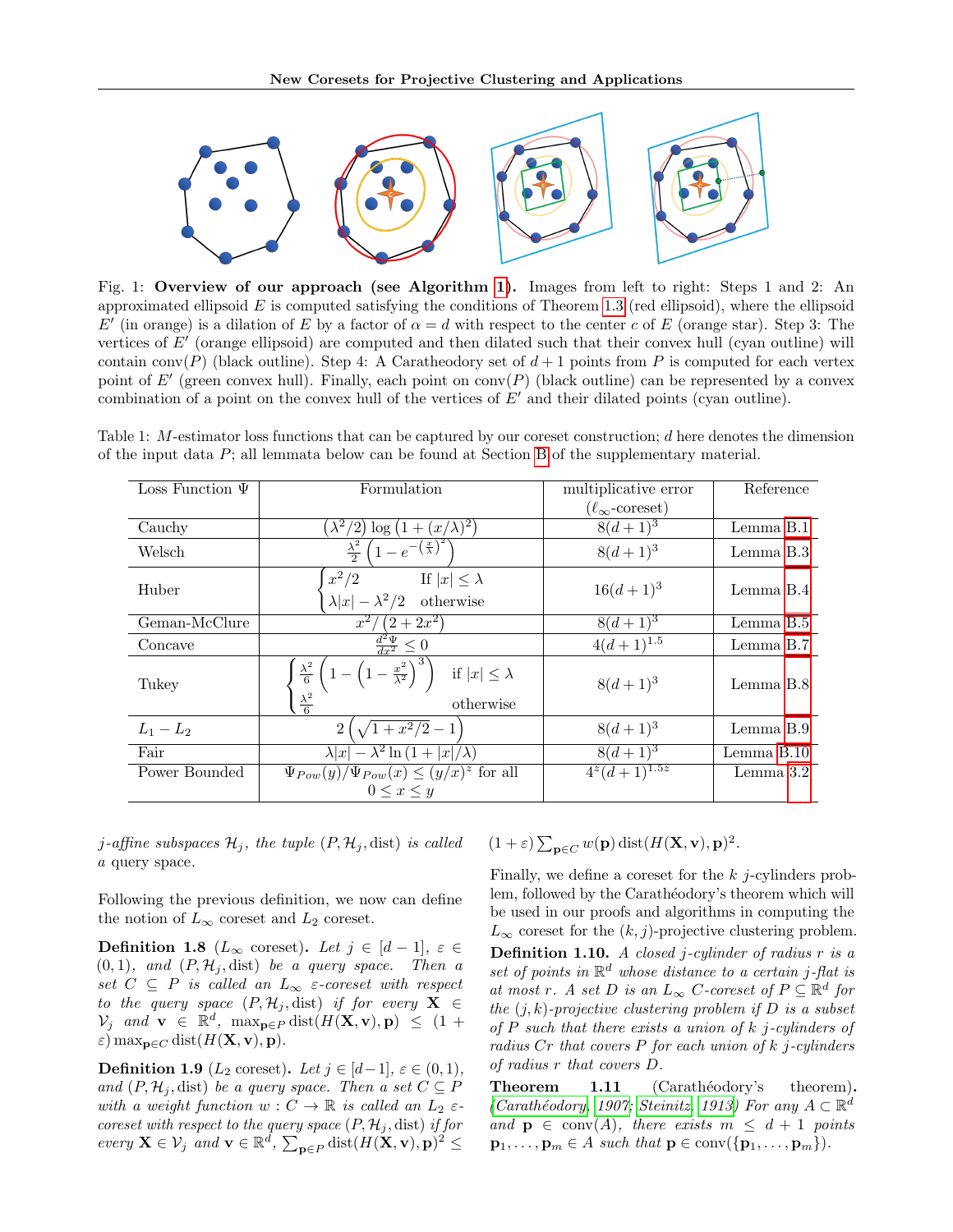Fig. 1: **Overview of our approach (see Algorithm 1).** Images from left to right: Steps 1 and 2: An approximated ellipsoid $E$ is computed satisfying the conditions of Theorem 1.3 (red ellipsoid), where the ellipsoid $E'$ (in orange) is a dilation of $E$ by a factor of $\alpha = d$ with respect to the center $c$ of $E$ (orange star). Step 3: The vertices of $E'$ (orange ellipsoid) are computed and then dilated such that their convex hull (cyan outline) will contain $\text{conv}(P)$ (black outline). Step 4: A Caratheodory set of $d+1$ points from $P$ is computed for each vertex point of $E'$ (green convex hull). Finally, each point on $\text{conv}(P)$ (black outline) can be represented by a convex combination of a point on the convex hull of the vertices of $E'$ and their dilated points (cyan outline).

Table 1: $M$-estimator loss functions that can be captured by our coreset construction; $d$ here denotes the dimension of the input data $P$; all lemmata below can be found at Section B of the supplementary material.

| Loss Function $\Psi$ | Formulation | multiplicative error ($\ell_\infty$-coreset) | Reference |
|---|---|---|---|
| Cauchy | $(\lambda^2/2)\log\left(1+(x/\lambda)^2\right)$ | $8(d+1)^3$ | Lemma B.1 |
| Welsch | $\frac{\lambda^2}{2}\left(1-e^{-\left(\frac{x}{\lambda}\right)^2}\right)$ | $8(d+1)^3$ | Lemma B.3 |
| Huber | $\begin{cases} x^2/2 & \text{If } \lvert x\rvert \le \lambda \\ \lambda\lvert x\rvert - \lambda^2/2 & \text{otherwise}\end{cases}$ | $16(d+1)^3$ | Lemma B.4 |
| Geman-McClure | $x^2/\left(2+2x^2\right)$ | $8(d+1)^3$ | Lemma B.5 |
| Concave | $\frac{d^2\Psi}{dx^2} \le 0$ | $4(d+1)^{1.5}$ | Lemma B.7 |
| Tukey | $\begin{cases} \frac{\lambda^2}{6}\left(1-\left(1-\frac{x^2}{\lambda^2}\right)^3\right) & \text{if } \lvert x\rvert \le \lambda \\ \frac{\lambda^2}{6} & \text{otherwise}\end{cases}$ | $8(d+1)^3$ | Lemma B.8 |
| $L_1 - L_2$ | $2\left(\sqrt{1+x^2/2}-1\right)$ | $8(d+1)^3$ | Lemma B.9 |
| Fair | $\lambda\lvert x\rvert - \lambda^2 \ln\left(1+\lvert x\rvert/\lambda\right)$ | $8(d+1)^3$ | Lemma B.10 |
| Power Bounded | $\Psi_{Pow}(y)/\Psi_{Pow}(x) \le (y/x)^z$ for all $0 \le x \le y$ | $4^z(d+1)^{1.5z}$ | Lemma 3.2 |

*$j$-affine subspaces $\mathcal{H}_j$, the tuple $(P, \mathcal{H}_j, \text{dist})$ is called a query space.*

Following the previous definition, we now can define the notion of $L_\infty$ coreset and $L_2$ coreset.

**Definition 1.8** ($L_\infty$ coreset). *Let $j \in [d-1]$, $\varepsilon \in (0,1)$, and $(P, \mathcal{H}_j, \text{dist})$ be a query space. Then a set $C \subseteq P$ is called an $L_\infty$ $\varepsilon$-coreset with respect to the query space $(P, \mathcal{H}_j, \text{dist})$ if for every $\mathbf{X} \in \mathcal{V}_j$ and $\mathbf{v} \in \mathbb{R}^d$, $\max_{\mathbf{p}\in P} \text{dist}(H(\mathbf{X},\mathbf{v}),\mathbf{p}) \le (1+\varepsilon)\max_{\mathbf{p}\in C}\text{dist}(H(\mathbf{X},\mathbf{v}),\mathbf{p})$.*

**Definition 1.9** ($L_2$ coreset). *Let $j \in [d-1]$, $\varepsilon \in (0,1)$, and $(P, \mathcal{H}_j, \text{dist})$ be a query space. Then a set $C \subseteq P$ with a weight function $w : C \to \mathbb{R}$ is called an $L_2$ $\varepsilon$-coreset with respect to the query space $(P, \mathcal{H}_j, \text{dist})$ if for every $\mathbf{X} \in \mathcal{V}_j$ and $\mathbf{v} \in \mathbb{R}^d$, $\sum_{\mathbf{p}\in P} \text{dist}(H(\mathbf{X},\mathbf{v}),\mathbf{p})^2 \le (1+\varepsilon)\sum_{\mathbf{p}\in C} w(\mathbf{p})\,\text{dist}(H(\mathbf{X},\mathbf{v}),\mathbf{p})^2$.*

Finally, we define a coreset for the $k$ $j$-cylinders problem, followed by the Carathéodory's theorem which will be used in our proofs and algorithms in computing the $L_\infty$ coreset for the $(k,j)$-projective clustering problem.

**Definition 1.10.** *A closed $j$-cylinder of radius $r$ is a set of points in $\mathbb{R}^d$ whose distance to a certain $j$-flat is at most $r$. A set $D$ is an $L_\infty$ $C$-coreset of $P \subseteq \mathbb{R}^d$ for the $(j,k)$-projective clustering problem if $D$ is a subset of $P$ such that there exists a union of $k$ $j$-cylinders of radius $Cr$ that covers $P$ for each union of $k$ $j$-cylinders of radius $r$ that covers $D$.*

**Theorem 1.11** (Carathéodory's theorem). *(Carathéodory, 1907; Steinitz, 1913) For any $A \subset \mathbb{R}^d$ and $\mathbf{p} \in \text{conv}(A)$, there exists $m \le d+1$ points $\mathbf{p}_1, \ldots, \mathbf{p}_m \in A$ such that $\mathbf{p} \in \text{conv}(\{\mathbf{p}_1, \ldots, \mathbf{p}_m\})$.*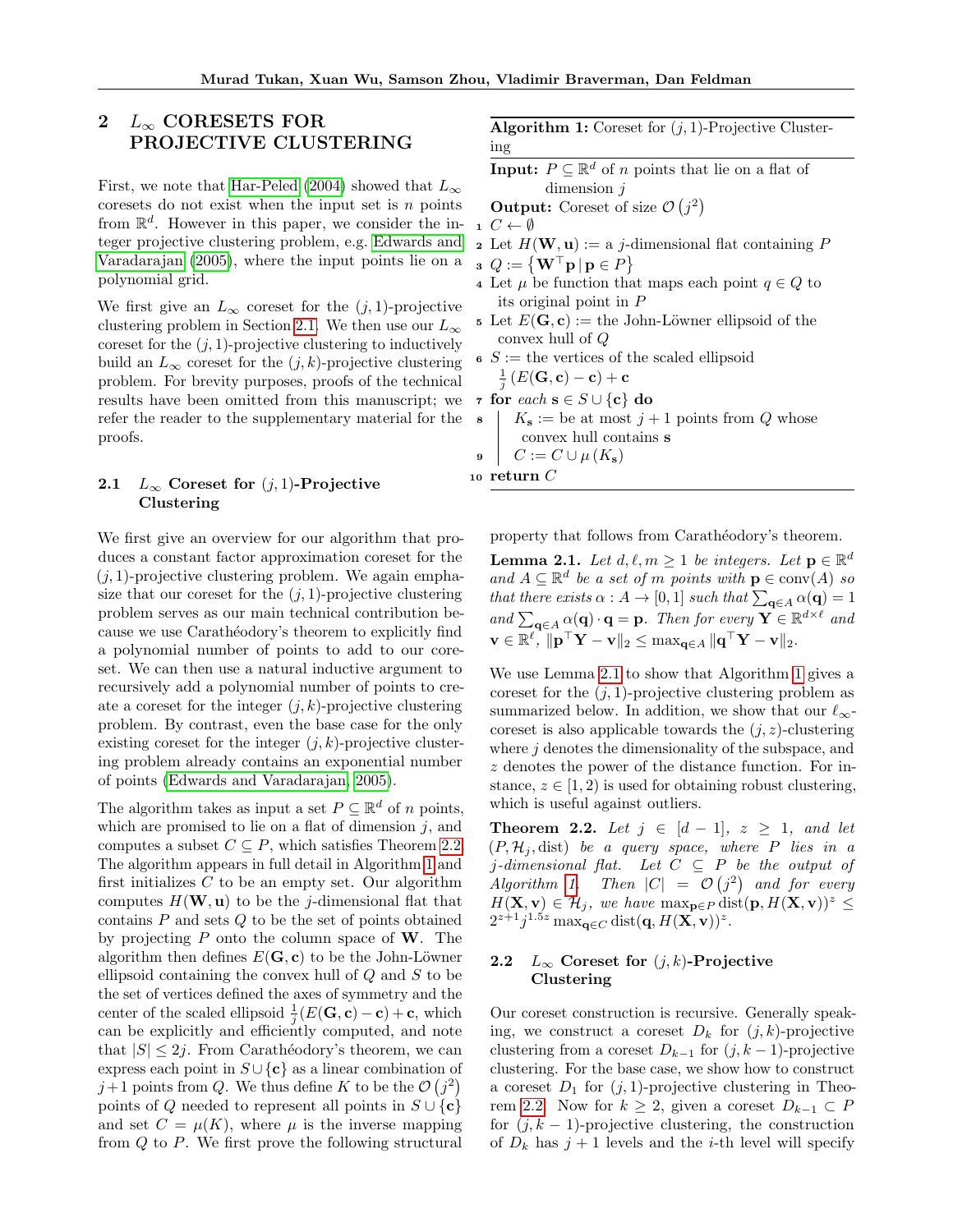## 2 $L_\infty$ CORESETS FOR PROJECTIVE CLUSTERING

First, we note that Har-Peled (2004) showed that $L_\infty$ coresets do not exist when the input set is $n$ points from $\mathbb{R}^d$. However in this paper, we consider the integer projective clustering problem, e.g. Edwards and Varadarajan (2005), where the input points lie on a polynomial grid.

We first give an $L_\infty$ coreset for the $(j,1)$-projective clustering problem in Section 2.1. We then use our $L_\infty$ coreset for the $(j,1)$-projective clustering to inductively build an $L_\infty$ coreset for the $(j,k)$-projective clustering problem. For brevity purposes, proofs of the technical results have been omitted from this manuscript; we refer the reader to the supplementary material for the proofs.

### 2.1 $L_\infty$ Coreset for $(j,1)$-Projective Clustering

We first give an overview for our algorithm that produces a constant factor approximation coreset for the $(j,1)$-projective clustering problem. We again emphasize that our coreset for the $(j,1)$-projective clustering problem serves as our main technical contribution because we use Carathéodory's theorem to explicitly find a polynomial number of points to add to our coreset. We can then use a natural inductive argument to recursively add a polynomial number of points to create a coreset for the integer $(j,k)$-projective clustering problem. By contrast, even the base case for the only existing coreset for the integer $(j,k)$-projective clustering problem already contains an exponential number of points (Edwards and Varadarajan, 2005).

The algorithm takes as input a set $P \subseteq \mathbb{R}^d$ of $n$ points, which are promised to lie on a flat of dimension $j$, and computes a subset $C \subseteq P$, which satisfies Theorem 2.2. The algorithm appears in full detail in Algorithm 1 and first initializes $C$ to be an empty set. Our algorithm computes $H(\mathbf{W}, \mathbf{u})$ to be the $j$-dimensional flat that contains $P$ and sets $Q$ to be the set of points obtained by projecting $P$ onto the column space of $\mathbf{W}$. The algorithm then defines $E(\mathbf{G}, \mathbf{c})$ to be the John-Löwner ellipsoid containing the convex hull of $Q$ and $S$ to be the set of vertices defined the axes of symmetry and the center of the scaled ellipsoid $\frac{1}{j}(E(\mathbf{G}, \mathbf{c}) - \mathbf{c}) + \mathbf{c}$, which can be explicitly and efficiently computed, and note that $|S| \leq 2j$. From Carathéodory's theorem, we can express each point in $S \cup \{\mathbf{c}\}$ as a linear combination of $j+1$ points from $Q$. We thus define $K$ to be the $\mathcal{O}(j^2)$ points of $Q$ needed to represent all points in $S \cup \{\mathbf{c}\}$ and set $C = \mu(K)$, where $\mu$ is the inverse mapping from $Q$ to $P$. We first prove the following structural property that follows from Carathéodory's theorem.

**Algorithm 1:** Coreset for $(j,1)$-Projective Clustering

**Input:** $P \subseteq \mathbb{R}^d$ of $n$ points that lie on a flat of dimension $j$

**Output:** Coreset of size $\mathcal{O}(j^2)$

```
1  C ← ∅
2  Let H(W, u) := a j-dimensional flat containing P
3  Q := { W^T p | p ∈ P }
4  Let μ be function that maps each point q ∈ Q to
     its original point in P
5  Let E(G, c) := the John-Löwner ellipsoid of the
     convex hull of Q
6  S := the vertices of the scaled ellipsoid
     (1/j)(E(G, c) − c) + c
7  for each s ∈ S ∪ {c} do
8      K_s := be at most j + 1 points from Q whose
         convex hull contains s
9      C := C ∪ μ(K_s)
10 return C
```

**Lemma 2.1.** *Let $d, \ell, m \geq 1$ be integers. Let $\mathbf{p} \in \mathbb{R}^d$ and $A \subseteq \mathbb{R}^d$ be a set of $m$ points with $\mathbf{p} \in \text{conv}(A)$ so that there exists $\alpha : A \to [0,1]$ such that $\sum_{\mathbf{q} \in A} \alpha(\mathbf{q}) = 1$ and $\sum_{\mathbf{q} \in A} \alpha(\mathbf{q}) \cdot \mathbf{q} = \mathbf{p}$. Then for every $\mathbf{Y} \in \mathbb{R}^{d \times \ell}$ and $\mathbf{v} \in \mathbb{R}^\ell$, $\|\mathbf{p}^\top \mathbf{Y} - \mathbf{v}\|_2 \leq \max_{\mathbf{q} \in A} \|\mathbf{q}^\top \mathbf{Y} - \mathbf{v}\|_2$.*

We use Lemma 2.1 to show that Algorithm 1 gives a coreset for the $(j,1)$-projective clustering problem as summarized below. In addition, we show that our $\ell_\infty$-coreset is also applicable towards the $(j,z)$-clustering where $j$ denotes the dimensionality of the subspace, and $z$ denotes the power of the distance function. For instance, $z \in [1,2)$ is used for obtaining robust clustering, which is useful against outliers.

**Theorem 2.2.** *Let $j \in [d-1]$, $z \geq 1$, and let $(P, \mathcal{H}_j, \text{dist})$ be a query space, where $P$ lies in a $j$-dimensional flat. Let $C \subseteq P$ be the output of Algorithm 1. Then $|C| = \mathcal{O}(j^2)$ and for every $H(\mathbf{X}, \mathbf{v}) \in \mathcal{H}_j$, we have $\max_{\mathbf{p} \in P} \text{dist}(\mathbf{p}, H(\mathbf{X}, \mathbf{v}))^z \leq 2^{z+1} j^{1.5z} \max_{\mathbf{q} \in C} \text{dist}(\mathbf{q}, H(\mathbf{X}, \mathbf{v}))^z$.*

### 2.2 $L_\infty$ Coreset for $(j,k)$-Projective Clustering

Our coreset construction is recursive. Generally speaking, we construct a coreset $D_k$ for $(j,k)$-projective clustering from a coreset $D_{k-1}$ for $(j,k-1)$-projective clustering. For the base case, we show how to construct a coreset $D_1$ for $(j,1)$-projective clustering in Theorem 2.2. Now for $k \geq 2$, given a coreset $D_{k-1} \subset P$ for $(j,k-1)$-projective clustering, the construction of $D_k$ has $j+1$ levels and the $i$-th level will specify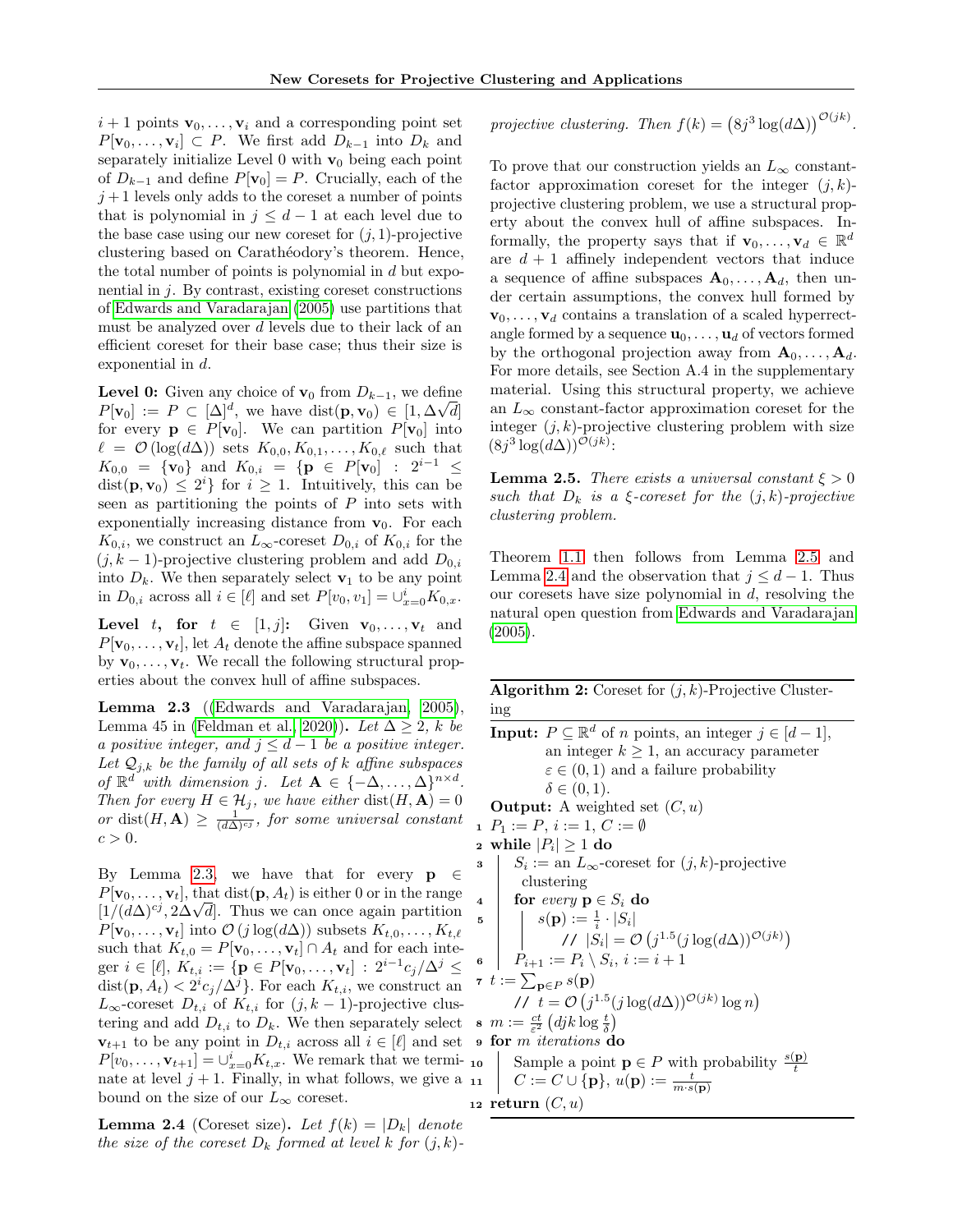$i+1$ points $\mathbf{v}_0, \ldots, \mathbf{v}_i$ and a corresponding point set $P[\mathbf{v}_0, \ldots, \mathbf{v}_i] \subset P$. We first add $D_{k-1}$ into $D_k$ and separately initialize Level 0 with $\mathbf{v}_0$ being each point of $D_{k-1}$ and define $P[\mathbf{v}_0] = P$. Crucially, each of the $j+1$ levels only adds to the coreset a number of points that is polynomial in $j \le d-1$ at each level due to the base case using our new coreset for $(j,1)$-projective clustering based on Carathéodory's theorem. Hence, the total number of points is polynomial in $d$ but exponential in $j$. By contrast, existing coreset constructions of Edwards and Varadarajan (2005) use partitions that must be analyzed over $d$ levels due to their lack of an efficient coreset for their base case; thus their size is exponential in $d$.

**Level 0:** Given any choice of $\mathbf{v}_0$ from $D_{k-1}$, we define $P[\mathbf{v}_0] := P \subset [\Delta]^d$, we have $\text{dist}(\mathbf{p}, \mathbf{v}_0) \in [1, \Delta\sqrt{d}]$ for every $\mathbf{p} \in P[\mathbf{v}_0]$. We can partition $P[\mathbf{v}_0]$ into $\ell = \mathcal{O}(\log(d\Delta))$ sets $K_{0,0}, K_{0,1}, \ldots, K_{0,\ell}$ such that $K_{0,0} = \{\mathbf{v}_0\}$ and $K_{0,i} = \{\mathbf{p} \in P[\mathbf{v}_0] : 2^{i-1} \le \text{dist}(\mathbf{p}, \mathbf{v}_0) \le 2^i\}$ for $i \ge 1$. Intuitively, this can be seen as partitioning the points of $P$ into sets with exponentially increasing distance from $\mathbf{v}_0$. For each $K_{0,i}$, we construct an $L_\infty$-coreset $D_{0,i}$ of $K_{0,i}$ for the $(j, k-1)$-projective clustering problem and add $D_{0,i}$ into $D_k$. We then separately select $\mathbf{v}_1$ to be any point in $D_{0,i}$ across all $i \in [\ell]$ and set $P[v_0, v_1] = \cup_{x=0}^{i} K_{0,x}$.

**Level $t$, for $t \in [1, j]$:** Given $\mathbf{v}_0, \ldots, \mathbf{v}_t$ and $P[\mathbf{v}_0, \ldots, \mathbf{v}_t]$, let $A_t$ denote the affine subspace spanned by $\mathbf{v}_0, \ldots, \mathbf{v}_t$. We recall the following structural properties about the convex hull of affine subspaces.

**Lemma 2.3** ((Edwards and Varadarajan, 2005), Lemma 45 in (Feldman et al., 2020))**.** *Let $\Delta \ge 2$, $k$ be a positive integer, and $j \le d-1$ be a positive integer. Let $\mathcal{Q}_{j,k}$ be the family of all sets of $k$ affine subspaces of $\mathbb{R}^d$ with dimension $j$. Let $\mathbf{A} \in \{-\Delta, \ldots, \Delta\}^{n \times d}$. Then for every $H \in \mathcal{H}_j$, we have either $\text{dist}(H, \mathbf{A}) = 0$ or $\text{dist}(H, \mathbf{A}) \ge \frac{1}{(d\Delta)^{cj}}$, for some universal constant $c > 0$.*

By Lemma 2.3, we have that for every $\mathbf{p} \in P[\mathbf{v}_0, \ldots, \mathbf{v}_t]$, that $\text{dist}(\mathbf{p}, A_t)$ is either 0 or in the range $[1/(d\Delta)^{cj}, 2\Delta\sqrt{d}]$. Thus we can once again partition $P[\mathbf{v}_0, \ldots, \mathbf{v}_t]$ into $\mathcal{O}(j \log(d\Delta))$ subsets $K_{t,0}, \ldots, K_{t,\ell}$ such that $K_{t,0} = P[\mathbf{v}_0, \ldots, \mathbf{v}_t] \cap A_t$ and for each integer $i \in [\ell]$, $K_{t,i} := \{\mathbf{p} \in P[\mathbf{v}_0, \ldots, \mathbf{v}_t] : 2^{i-1} c_j/\Delta^j \le \text{dist}(\mathbf{p}, A_t) < 2^i c_j/\Delta^j\}$. For each $K_{t,i}$, we construct an $L_\infty$-coreset $D_{t,i}$ of $K_{t,i}$ for $(j, k-1)$-projective clustering and add $D_{t,i}$ to $D_k$. We then separately select $\mathbf{v}_{t+1}$ to be any point in $D_{t,i}$ across all $i \in [\ell]$ and set $P[v_0, \ldots, \mathbf{v}_{t+1}] = \cup_{x=0}^{i} K_{t,x}$. We remark that we terminate at level $j+1$. Finally, in what follows, we give a bound on the size of our $L_\infty$ coreset.

**Lemma 2.4** (Coreset size)**.** *Let $f(k) = |D_k|$ denote the size of the coreset $D_k$ formed at level $k$ for $(j,k)$-projective clustering. Then $f(k) = \left(8j^3 \log(d\Delta)\right)^{\mathcal{O}(jk)}$.*

To prove that our construction yields an $L_\infty$ constant-factor approximation coreset for the integer $(j,k)$-projective clustering problem, we use a structural property about the convex hull of affine subspaces. Informally, the property says that if $\mathbf{v}_0, \ldots, \mathbf{v}_d \in \mathbb{R}^d$ are $d+1$ affinely independent vectors that induce a sequence of affine subspaces $\mathbf{A}_0, \ldots, \mathbf{A}_d$, then under certain assumptions, the convex hull formed by $\mathbf{v}_0, \ldots, \mathbf{v}_d$ contains a translation of a scaled hyperrectangle formed by a sequence $\mathbf{u}_0, \ldots, \mathbf{u}_d$ of vectors formed by the orthogonal projection away from $\mathbf{A}_0, \ldots, \mathbf{A}_d$. For more details, see Section A.4 in the supplementary material. Using this structural property, we achieve an $L_\infty$ constant-factor approximation coreset for the integer $(j,k)$-projective clustering problem with size $(8j^3 \log(d\Delta))^{\mathcal{O}(jk)}$:

**Lemma 2.5.** *There exists a universal constant $\xi > 0$ such that $D_k$ is a $\xi$-coreset for the $(j,k)$-projective clustering problem.*

Theorem 1.1 then follows from Lemma 2.5 and Lemma 2.4 and the observation that $j \le d-1$. Thus our coresets have size polynomial in $d$, resolving the natural open question from Edwards and Varadarajan (2005).

---

**Algorithm 2:** Coreset for $(j,k)$-Projective Clustering

**Input:** $P \subseteq \mathbb{R}^d$ of $n$ points, an integer $j \in [d-1]$, an integer $k \ge 1$, an accuracy parameter $\varepsilon \in (0,1)$ and a failure probability $\delta \in (0,1)$.

**Output:** A weighted set $(C, u)$

```
1  P_1 := P, i := 1, C := ∅
2  while |P_i| ≥ 1 do
3      S_i := an L_∞-coreset for (j,k)-projective clustering
4      for every p ∈ S_i do
5          s(p) := (1/i) · |S_i|
               // |S_i| = O(j^1.5 (j log(dΔ))^O(jk))
6      P_{i+1} := P_i \ S_i, i := i + 1
7  t := Σ_{p∈P} s(p)
       // t = O(j^1.5 (j log(dΔ))^O(jk) log n)
8  m := (ct/ε²)(djk log(t/δ))
9  for m iterations do
10     Sample a point p ∈ P with probability s(p)/t
11     C := C ∪ {p}, u(p) := t/(m·s(p))
12 return (C, u)
```

Where: line 5 sets $s(\mathbf{p}) := \frac{1}{i} \cdot |S_i|$ with $|S_i| = \mathcal{O}\left(j^{1.5}(j\log(d\Delta))^{\mathcal{O}(jk)}\right)$; line 7 gives $t = \mathcal{O}\left(j^{1.5}(j\log(d\Delta))^{\mathcal{O}(jk)}\log n\right)$; line 8 sets $m := \frac{ct}{\varepsilon^2}\left(djk\log\frac{t}{\delta}\right)$; line 10 samples with probability $\frac{s(\mathbf{p})}{t}$; line 11 sets $u(\mathbf{p}) := \frac{t}{m \cdot s(\mathbf{p})}$.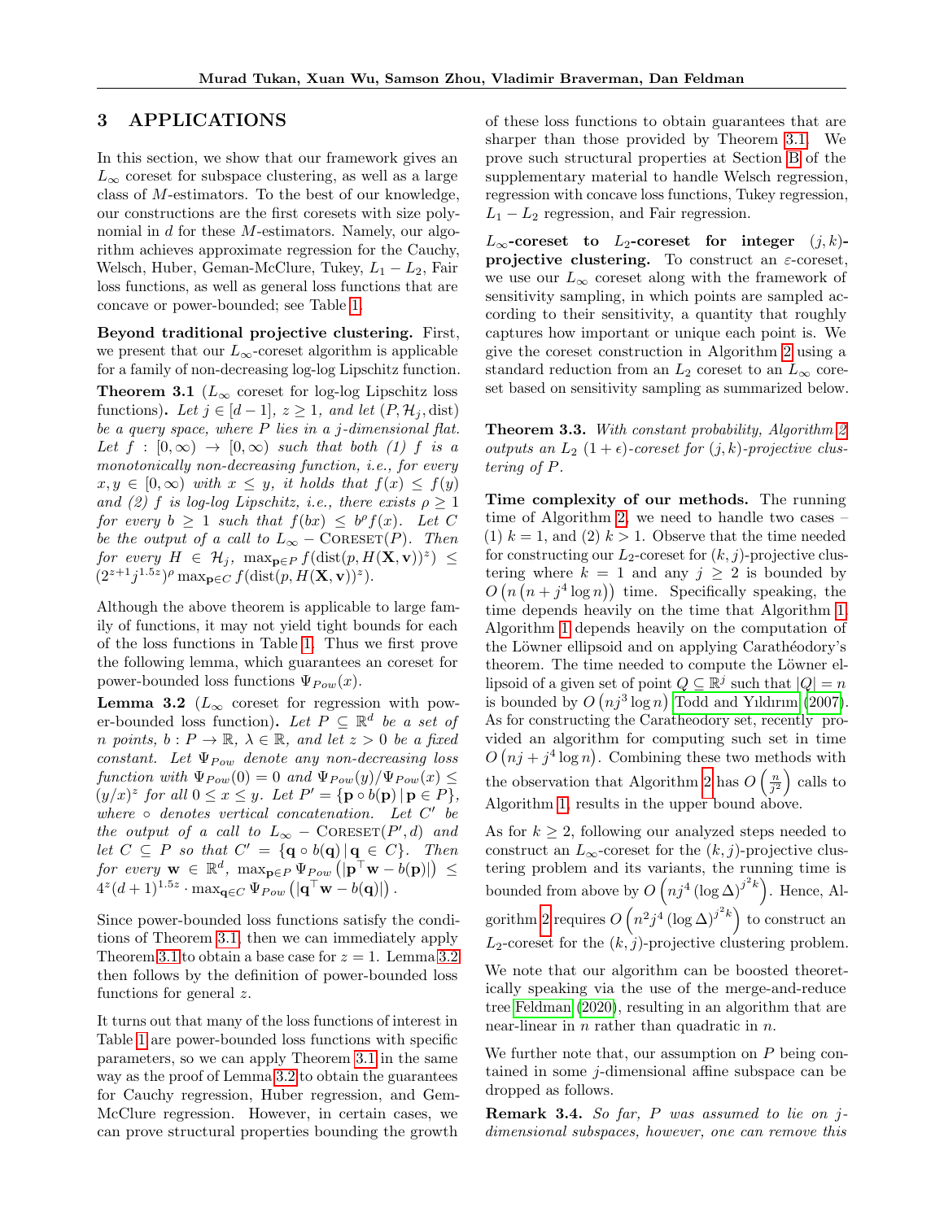## 3 APPLICATIONS

In this section, we show that our framework gives an $L_\infty$ coreset for subspace clustering, as well as a large class of $M$-estimators. To the best of our knowledge, our constructions are the first coresets with size polynomial in $d$ for these $M$-estimators. Namely, our algorithm achieves approximate regression for the Cauchy, Welsch, Huber, Geman-McClure, Tukey, $L_1 - L_2$, Fair loss functions, as well as general loss functions that are concave or power-bounded; see Table 1.

**Beyond traditional projective clustering.** First, we present that our $L_\infty$-coreset algorithm is applicable for a family of non-decreasing log-log Lipschitz function.

**Theorem 3.1** ($L_\infty$ coreset for log-log Lipschitz loss functions)**.** *Let $j \in [d-1]$, $z \geq 1$, and let $(P, \mathcal{H}_j, \text{dist})$ be a query space, where $P$ lies in a $j$-dimensional flat. Let $f : [0, \infty) \to [0, \infty)$ such that both (1) $f$ is a monotonically non-decreasing function, i.e., for every $x, y \in [0, \infty)$ with $x \leq y$, it holds that $f(x) \leq f(y)$ and (2) $f$ is log-log Lipschitz, i.e., there exists $\rho \geq 1$ for every $b \geq 1$ such that $f(bx) \leq b^\rho f(x)$. Let $C$ be the output of a call to $L_\infty - \text{CORESET}(P)$. Then for every $H \in \mathcal{H}_j$, $\max_{\mathbf{p} \in P} f(\text{dist}(p, H(\mathbf{X}, \mathbf{v}))^z) \leq (2^{z+1} j^{1.5z})^\rho \max_{\mathbf{p} \in C} f(\text{dist}(p, H(\mathbf{X}, \mathbf{v}))^z)$.*

Although the above theorem is applicable to large family of functions, it may not yield tight bounds for each of the loss functions in Table 1. Thus we first prove the following lemma, which guarantees an coreset for power-bounded loss functions $\Psi_{Pow}(x)$.

**Lemma 3.2** ($L_\infty$ coreset for regression with power-bounded loss function)**.** *Let $P \subseteq \mathbb{R}^d$ be a set of $n$ points, $b : P \to \mathbb{R}$, $\lambda \in \mathbb{R}$, and let $z > 0$ be a fixed constant. Let $\Psi_{Pow}$ denote any non-decreasing loss function with $\Psi_{Pow}(0) = 0$ and $\Psi_{Pow}(y)/\Psi_{Pow}(x) \leq (y/x)^z$ for all $0 \leq x \leq y$. Let $P' = \{\mathbf{p} \circ b(\mathbf{p}) \,|\, \mathbf{p} \in P\}$, where $\circ$ denotes vertical concatenation. Let $C'$ be the output of a call to $L_\infty - \text{CORESET}(P', d)$ and let $C \subseteq P$ so that $C' = \{\mathbf{q} \circ b(\mathbf{q}) \,|\, \mathbf{q} \in C\}$. Then for every $\mathbf{w} \in \mathbb{R}^d$, $\max_{\mathbf{p} \in P} \Psi_{Pow}\left(|\mathbf{p}^\top \mathbf{w} - b(\mathbf{p})|\right) \leq 4^z (d+1)^{1.5z} \cdot \max_{\mathbf{q} \in C} \Psi_{Pow}\left(|\mathbf{q}^\top \mathbf{w} - b(\mathbf{q})|\right).$*

Since power-bounded loss functions satisfy the conditions of Theorem 3.1, then we can immediately apply Theorem 3.1 to obtain a base case for $z = 1$. Lemma 3.2 then follows by the definition of power-bounded loss functions for general $z$.

It turns out that many of the loss functions of interest in Table 1 are power-bounded loss functions with specific parameters, so we can apply Theorem 3.1 in the same way as the proof of Lemma 3.2 to obtain the guarantees for Cauchy regression, Huber regression, and Gem-McClure regression. However, in certain cases, we can prove structural properties bounding the growth of these loss functions to obtain guarantees that are sharper than those provided by Theorem 3.1. We prove such structural properties at Section B of the supplementary material to handle Welsch regression, regression with concave loss functions, Tukey regression, $L_1 - L_2$ regression, and Fair regression.

**$L_\infty$-coreset to $L_2$-coreset for integer $(j, k)$-projective clustering.** To construct an $\varepsilon$-coreset, we use our $L_\infty$ coreset along with the framework of sensitivity sampling, in which points are sampled according to their sensitivity, a quantity that roughly captures how important or unique each point is. We give the coreset construction in Algorithm 2 using a standard reduction from an $L_2$ coreset to an $L_\infty$ coreset based on sensitivity sampling as summarized below.

**Theorem 3.3.** *With constant probability, Algorithm 2 outputs an $L_2$ $(1+\epsilon)$-coreset for $(j, k)$-projective clustering of $P$.*

**Time complexity of our methods.** The running time of Algorithm 2, we need to handle two cases – (1) $k = 1$, and (2) $k > 1$. Observe that the time needed for constructing our $L_2$-coreset for $(k, j)$-projective clustering where $k = 1$ and any $j \geq 2$ is bounded by $O\left(n\left(n + j^4 \log n\right)\right)$ time. Specifically speaking, the time depends heavily on the time that Algorithm 1. Algorithm 1 depends heavily on the computation of the Löwner ellipsoid and on applying Carathéodory's theorem. The time needed to compute the Löwner ellipsoid of a given set of point $Q \subseteq \mathbb{R}^j$ such that $|Q| = n$ is bounded by $O\left(nj^3 \log n\right)$ Todd and Yıldırım (2007). As for constructing the Caratheodory set, recently provided an algorithm for computing such set in time $O\left(nj + j^4 \log n\right)$. Combining these two methods with the observation that Algorithm 2 has $O\left(\frac{n}{j^2}\right)$ calls to Algorithm 1, results in the upper bound above.

As for $k \geq 2$, following our analyzed steps needed to construct an $L_\infty$-coreset for the $(k, j)$-projective clustering problem and its variants, the running time is bounded from above by $O\left(nj^4 \left(\log \Delta\right)^{j^2 k}\right)$. Hence, Algorithm 2 requires $O\left(n^2 j^4 \left(\log \Delta\right)^{j^2 k}\right)$ to construct an $L_2$-coreset for the $(k, j)$-projective clustering problem.

We note that our algorithm can be boosted theoretically speaking via the use of the merge-and-reduce tree Feldman (2020), resulting in an algorithm that are near-linear in $n$ rather than quadratic in $n$.

We further note that, our assumption on $P$ being contained in some $j$-dimensional affine subspace can be dropped as follows.

**Remark 3.4.** *So far, $P$ was assumed to lie on $j$-dimensional subspaces, however, one can remove this*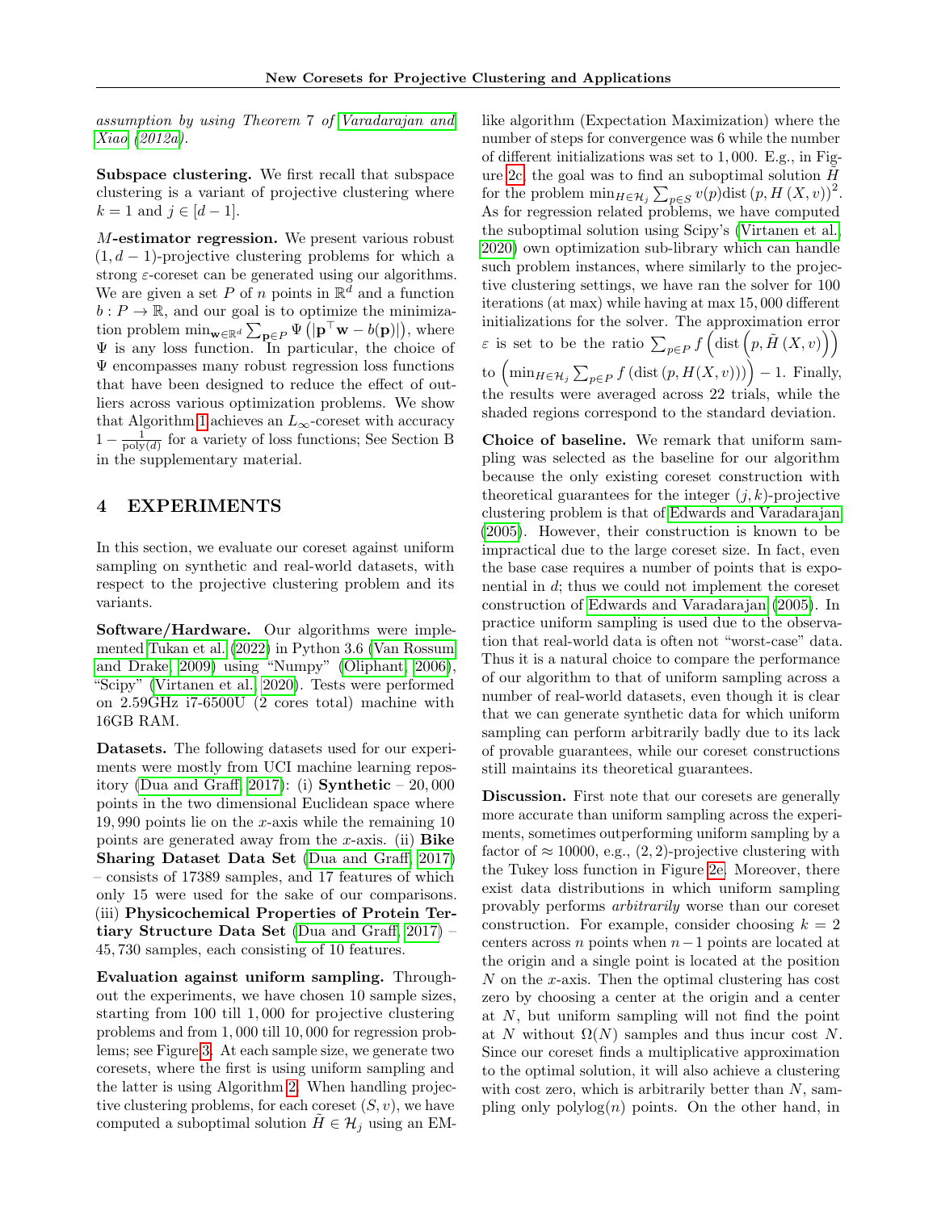*assumption by using Theorem 7 of Varadarajan and Xiao (2012a).*

**Subspace clustering.** We first recall that subspace clustering is a variant of projective clustering where $k = 1$ and $j \in [d-1]$.

**$M$-estimator regression.** We present various robust $(1, d-1)$-projective clustering problems for which a strong $\varepsilon$-coreset can be generated using our algorithms. We are given a set $P$ of $n$ points in $\mathbb{R}^d$ and a function $b : P \to \mathbb{R}$, and our goal is to optimize the minimization problem $\min_{\mathbf{w} \in \mathbb{R}^d} \sum_{\mathbf{p} \in P} \Psi\left(\left|\mathbf{p}^\top \mathbf{w} - b(\mathbf{p})\right|\right)$, where $\Psi$ is any loss function. In particular, the choice of $\Psi$ encompasses many robust regression loss functions that have been designed to reduce the effect of outliers across various optimization problems. We show that Algorithm 1 achieves an $L_\infty$-coreset with accuracy $1 - \frac{1}{\text{poly}(d)}$ for a variety of loss functions; See Section B in the supplementary material.

# 4 EXPERIMENTS

In this section, we evaluate our coreset against uniform sampling on synthetic and real-world datasets, with respect to the projective clustering problem and its variants.

**Software/Hardware.** Our algorithms were implemented Tukan et al. (2022) in Python 3.6 (Van Rossum and Drake, 2009) using "Numpy" (Oliphant, 2006), "Scipy" (Virtanen et al., 2020). Tests were performed on 2.59GHz i7-6500U (2 cores total) machine with 16GB RAM.

**Datasets.** The following datasets used for our experiments were mostly from UCI machine learning repository (Dua and Graff, 2017): (i) **Synthetic** – 20,000 points in the two dimensional Euclidean space where 19,990 points lie on the $x$-axis while the remaining 10 points are generated away from the $x$-axis. (ii) **Bike Sharing Dataset Data Set** (Dua and Graff, 2017) – consists of 17389 samples, and 17 features of which only 15 were used for the sake of our comparisons. (iii) **Physicochemical Properties of Protein Tertiary Structure Data Set** (Dua and Graff, 2017) – 45,730 samples, each consisting of 10 features.

**Evaluation against uniform sampling.** Throughout the experiments, we have chosen 10 sample sizes, starting from 100 till 1,000 for projective clustering problems and from 1,000 till 10,000 for regression problems; see Figure 3. At each sample size, we generate two coresets, where the first is using uniform sampling and the latter is using Algorithm 2. When handling projective clustering problems, for each coreset $(S, v)$, we have computed a suboptimal solution $\tilde{H} \in \mathcal{H}_j$ using an EM-like algorithm (Expectation Maximization) where the number of steps for convergence was 6 while the number of different initializations was set to 1,000. E.g., in Figure 2c, the goal was to find an suboptimal solution $\tilde{H}$ for the problem $\min_{H \in \mathcal{H}_j} \sum_{p \in S} v(p) \text{dist}\left(p, H\left(X, v\right)\right)^2$. As for regression related problems, we have computed the suboptimal solution using Scipy's (Virtanen et al., 2020) own optimization sub-library which can handle such problem instances, where similarly to the projective clustering settings, we have ran the solver for 100 iterations (at max) while having at max 15,000 different initializations for the solver. The approximation error $\varepsilon$ is set to be the ratio $\sum_{p \in P} f\left(\text{dist}\left(p, \tilde{H}\left(X, v\right)\right)\right)$ to $\left(\min_{H \in \mathcal{H}_j} \sum_{p \in P} f\left(\text{dist}\left(p, H(X, v)\right)\right)\right) - 1$. Finally, the results were averaged across 22 trials, while the shaded regions correspond to the standard deviation.

**Choice of baseline.** We remark that uniform sampling was selected as the baseline for our algorithm because the only existing coreset construction with theoretical guarantees for the integer $(j, k)$-projective clustering problem is that of Edwards and Varadarajan (2005). However, their construction is known to be impractical due to the large coreset size. In fact, even the base case requires a number of points that is exponential in $d$; thus we could not implement the coreset construction of Edwards and Varadarajan (2005). In practice uniform sampling is used due to the observation that real-world data is often not "worst-case" data. Thus it is a natural choice to compare the performance of our algorithm to that of uniform sampling across a number of real-world datasets, even though it is clear that we can generate synthetic data for which uniform sampling can perform arbitrarily badly due to its lack of provable guarantees, while our coreset constructions still maintains its theoretical guarantees.

**Discussion.** First note that our coresets are generally more accurate than uniform sampling across the experiments, sometimes outperforming uniform sampling by a factor of $\approx 10000$, e.g., $(2, 2)$-projective clustering with the Tukey loss function in Figure 2e. Moreover, there exist data distributions in which uniform sampling provably performs *arbitrarily* worse than our coreset construction. For example, consider choosing $k = 2$ centers across $n$ points when $n-1$ points are located at the origin and a single point is located at the position $N$ on the $x$-axis. Then the optimal clustering has cost zero by choosing a center at the origin and a center at $N$, but uniform sampling will not find the point at $N$ without $\Omega(N)$ samples and thus incur cost $N$. Since our coreset finds a multiplicative approximation to the optimal solution, it will also achieve a clustering with cost zero, which is arbitrarily better than $N$, sampling only $\text{polylog}(n)$ points. On the other hand, in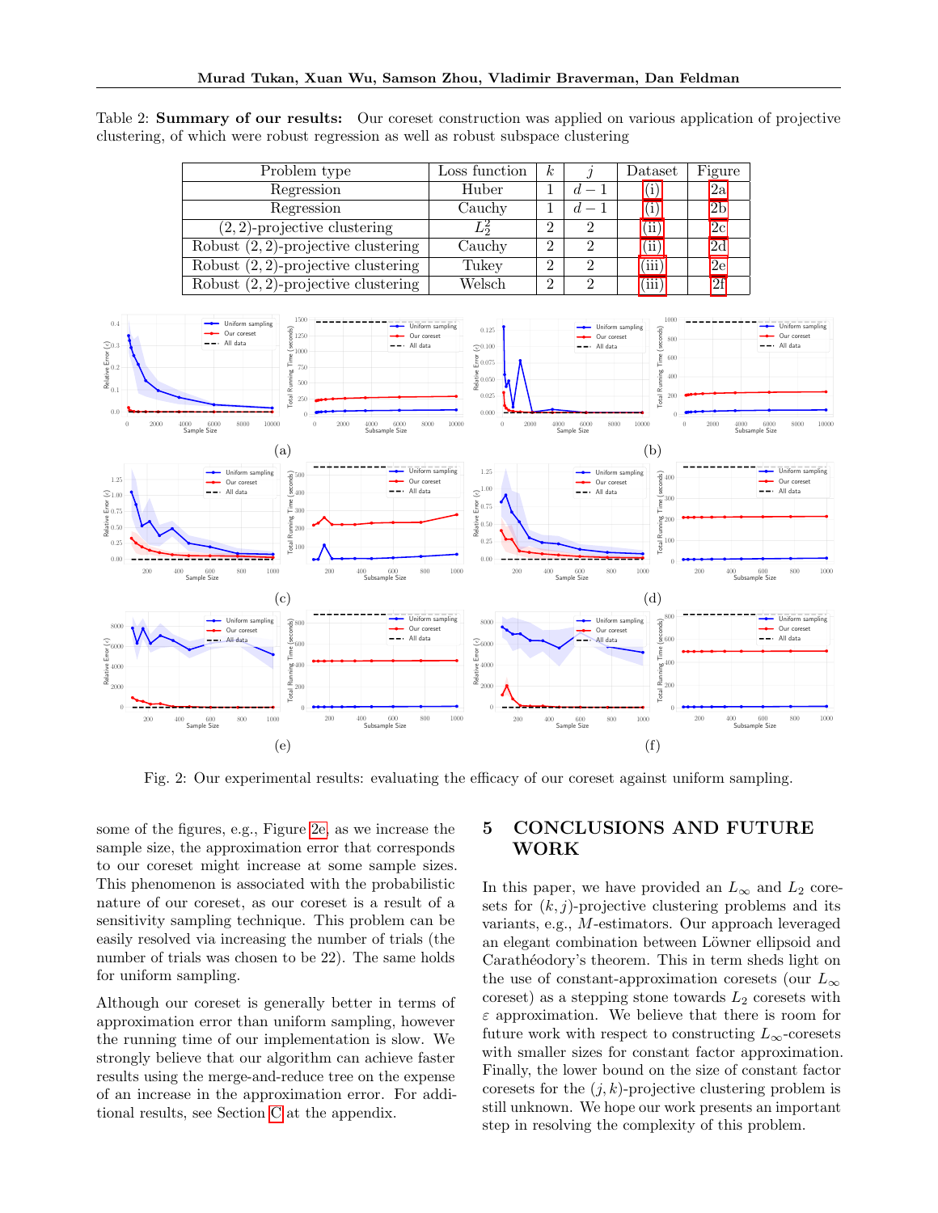Table 2: **Summary of our results:** Our coreset construction was applied on various application of projective clustering, of which were robust regression as well as robust subspace clustering

| Problem type | Loss function | $k$ | $j$ | Dataset | Figure |
|---|---|---|---|---|---|
| Regression | Huber | 1 | $d-1$ | (i) | 2a |
| Regression | Cauchy | 1 | $d-1$ | (i) | 2b |
| $(2,2)$-projective clustering | $L_2^2$ | 2 | 2 | (ii) | 2c |
| Robust $(2,2)$-projective clustering | Cauchy | 2 | 2 | (ii) | 2d |
| Robust $(2,2)$-projective clustering | Tukey | 2 | 2 | (iii) | 2e |
| Robust $(2,2)$-projective clustering | Welsch | 2 | 2 | (iii) | 2f |

Fig. 2: Our experimental results: evaluating the efficacy of our coreset against uniform sampling.

some of the figures, e.g., Figure 2e, as we increase the sample size, the approximation error that corresponds to our coreset might increase at some sample sizes. This phenomenon is associated with the probabilistic nature of our coreset, as our coreset is a result of a sensitivity sampling technique. This problem can be easily resolved via increasing the number of trials (the number of trials was chosen to be 22). The same holds for uniform sampling.

Although our coreset is generally better in terms of approximation error than uniform sampling, however the running time of our implementation is slow. We strongly believe that our algorithm can achieve faster results using the merge-and-reduce tree on the expense of an increase in the approximation error. For additional results, see Section C at the appendix.

# 5 CONCLUSIONS AND FUTURE WORK

In this paper, we have provided an $L_\infty$ and $L_2$ coresets for $(k,j)$-projective clustering problems and its variants, e.g., $M$-estimators. Our approach leveraged an elegant combination between Löwner ellipsoid and Carathéodory's theorem. This in term sheds light on the use of constant-approximation coresets (our $L_\infty$ coreset) as a stepping stone towards $L_2$ coresets with $\varepsilon$ approximation. We believe that there is room for future work with respect to constructing $L_\infty$-coresets with smaller sizes for constant factor approximation. Finally, the lower bound on the size of constant factor coresets for the $(j,k)$-projective clustering problem is still unknown. We hope our work presents an important step in resolving the complexity of this problem.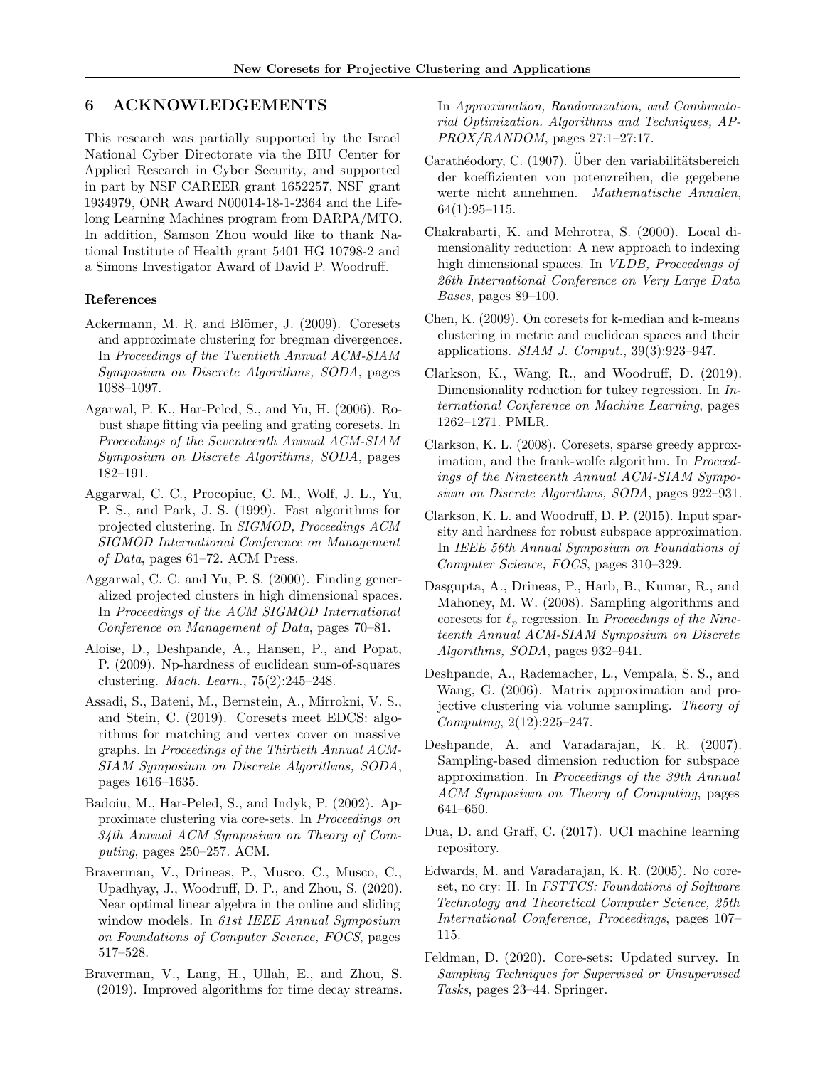## 6 ACKNOWLEDGEMENTS

This research was partially supported by the Israel National Cyber Directorate via the BIU Center for Applied Research in Cyber Security, and supported in part by NSF CAREER grant 1652257, NSF grant 1934979, ONR Award N00014-18-1-2364 and the Lifelong Learning Machines program from DARPA/MTO. In addition, Samson Zhou would like to thank National Institute of Health grant 5401 HG 10798-2 and a Simons Investigator Award of David P. Woodruff.

### References

Ackermann, M. R. and Blömer, J. (2009). Coresets and approximate clustering for bregman divergences. In *Proceedings of the Twentieth Annual ACM-SIAM Symposium on Discrete Algorithms, SODA*, pages 1088–1097.

Agarwal, P. K., Har-Peled, S., and Yu, H. (2006). Robust shape fitting via peeling and grating coresets. In *Proceedings of the Seventeenth Annual ACM-SIAM Symposium on Discrete Algorithms, SODA*, pages 182–191.

Aggarwal, C. C., Procopiuc, C. M., Wolf, J. L., Yu, P. S., and Park, J. S. (1999). Fast algorithms for projected clustering. In *SIGMOD, Proceedings ACM SIGMOD International Conference on Management of Data*, pages 61–72. ACM Press.

Aggarwal, C. C. and Yu, P. S. (2000). Finding generalized projected clusters in high dimensional spaces. In *Proceedings of the ACM SIGMOD International Conference on Management of Data*, pages 70–81.

Aloise, D., Deshpande, A., Hansen, P., and Popat, P. (2009). Np-hardness of euclidean sum-of-squares clustering. *Mach. Learn.*, 75(2):245–248.

Assadi, S., Bateni, M., Bernstein, A., Mirrokni, V. S., and Stein, C. (2019). Coresets meet EDCS: algorithms for matching and vertex cover on massive graphs. In *Proceedings of the Thirtieth Annual ACM-SIAM Symposium on Discrete Algorithms, SODA*, pages 1616–1635.

Badoiu, M., Har-Peled, S., and Indyk, P. (2002). Approximate clustering via core-sets. In *Proceedings on 34th Annual ACM Symposium on Theory of Computing*, pages 250–257. ACM.

Braverman, V., Drineas, P., Musco, C., Musco, C., Upadhyay, J., Woodruff, D. P., and Zhou, S. (2020). Near optimal linear algebra in the online and sliding window models. In *61st IEEE Annual Symposium on Foundations of Computer Science, FOCS*, pages 517–528.

Braverman, V., Lang, H., Ullah, E., and Zhou, S. (2019). Improved algorithms for time decay streams. In *Approximation, Randomization, and Combinatorial Optimization. Algorithms and Techniques, APPROX/RANDOM*, pages 27:1–27:17.

Carathéodory, C. (1907). Über den variabilitätsbereich der koeffizienten von potenzreihen, die gegebene werte nicht annehmen. *Mathematische Annalen*, 64(1):95–115.

Chakrabarti, K. and Mehrotra, S. (2000). Local dimensionality reduction: A new approach to indexing high dimensional spaces. In *VLDB, Proceedings of 26th International Conference on Very Large Data Bases*, pages 89–100.

Chen, K. (2009). On coresets for k-median and k-means clustering in metric and euclidean spaces and their applications. *SIAM J. Comput.*, 39(3):923–947.

Clarkson, K., Wang, R., and Woodruff, D. (2019). Dimensionality reduction for tukey regression. In *International Conference on Machine Learning*, pages 1262–1271. PMLR.

Clarkson, K. L. (2008). Coresets, sparse greedy approximation, and the frank-wolfe algorithm. In *Proceedings of the Nineteenth Annual ACM-SIAM Symposium on Discrete Algorithms, SODA*, pages 922–931.

Clarkson, K. L. and Woodruff, D. P. (2015). Input sparsity and hardness for robust subspace approximation. In *IEEE 56th Annual Symposium on Foundations of Computer Science, FOCS*, pages 310–329.

Dasgupta, A., Drineas, P., Harb, B., Kumar, R., and Mahoney, M. W. (2008). Sampling algorithms and coresets for $\ell_p$ regression. In *Proceedings of the Nineteenth Annual ACM-SIAM Symposium on Discrete Algorithms, SODA*, pages 932–941.

Deshpande, A., Rademacher, L., Vempala, S. S., and Wang, G. (2006). Matrix approximation and projective clustering via volume sampling. *Theory of Computing*, 2(12):225–247.

Deshpande, A. and Varadarajan, K. R. (2007). Sampling-based dimension reduction for subspace approximation. In *Proceedings of the 39th Annual ACM Symposium on Theory of Computing*, pages 641–650.

Dua, D. and Graff, C. (2017). UCI machine learning repository.

Edwards, M. and Varadarajan, K. R. (2005). No coreset, no cry: II. In *FSTTCS: Foundations of Software Technology and Theoretical Computer Science, 25th International Conference, Proceedings*, pages 107–115.

Feldman, D. (2020). Core-sets: Updated survey. In *Sampling Techniques for Supervised or Unsupervised Tasks*, pages 23–44. Springer.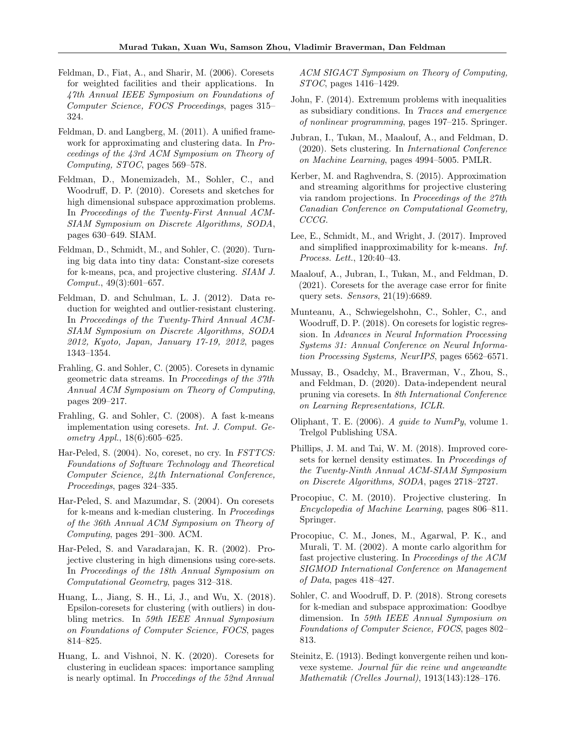Feldman, D., Fiat, A., and Sharir, M. (2006). Coresets for weighted facilities and their applications. In *47th Annual IEEE Symposium on Foundations of Computer Science, FOCS Proceedings*, pages 315–324.

Feldman, D. and Langberg, M. (2011). A unified framework for approximating and clustering data. In *Proceedings of the 43rd ACM Symposium on Theory of Computing, STOC*, pages 569–578.

Feldman, D., Monemizadeh, M., Sohler, C., and Woodruff, D. P. (2010). Coresets and sketches for high dimensional subspace approximation problems. In *Proceedings of the Twenty-First Annual ACM-SIAM Symposium on Discrete Algorithms, SODA*, pages 630–649. SIAM.

Feldman, D., Schmidt, M., and Sohler, C. (2020). Turning big data into tiny data: Constant-size coresets for k-means, pca, and projective clustering. *SIAM J. Comput.*, 49(3):601–657.

Feldman, D. and Schulman, L. J. (2012). Data reduction for weighted and outlier-resistant clustering. In *Proceedings of the Twenty-Third Annual ACM-SIAM Symposium on Discrete Algorithms, SODA 2012, Kyoto, Japan, January 17-19, 2012*, pages 1343–1354.

Frahling, G. and Sohler, C. (2005). Coresets in dynamic geometric data streams. In *Proceedings of the 37th Annual ACM Symposium on Theory of Computing*, pages 209–217.

Frahling, G. and Sohler, C. (2008). A fast k-means implementation using coresets. *Int. J. Comput. Geometry Appl.*, 18(6):605–625.

Har-Peled, S. (2004). No, coreset, no cry. In *FSTTCS: Foundations of Software Technology and Theoretical Computer Science, 24th International Conference, Proceedings*, pages 324–335.

Har-Peled, S. and Mazumdar, S. (2004). On coresets for k-means and k-median clustering. In *Proceedings of the 36th Annual ACM Symposium on Theory of Computing*, pages 291–300. ACM.

Har-Peled, S. and Varadarajan, K. R. (2002). Projective clustering in high dimensions using core-sets. In *Proceedings of the 18th Annual Symposium on Computational Geometry*, pages 312–318.

Huang, L., Jiang, S. H., Li, J., and Wu, X. (2018). Epsilon-coresets for clustering (with outliers) in doubling metrics. In *59th IEEE Annual Symposium on Foundations of Computer Science, FOCS*, pages 814–825.

Huang, L. and Vishnoi, N. K. (2020). Coresets for clustering in euclidean spaces: importance sampling is nearly optimal. In *Proccedings of the 52nd Annual ACM SIGACT Symposium on Theory of Computing, STOC*, pages 1416–1429.

John, F. (2014). Extremum problems with inequalities as subsidiary conditions. In *Traces and emergence of nonlinear programming*, pages 197–215. Springer.

Jubran, I., Tukan, M., Maalouf, A., and Feldman, D. (2020). Sets clustering. In *International Conference on Machine Learning*, pages 4994–5005. PMLR.

Kerber, M. and Raghvendra, S. (2015). Approximation and streaming algorithms for projective clustering via random projections. In *Proceedings of the 27th Canadian Conference on Computational Geometry, CCCG*.

Lee, E., Schmidt, M., and Wright, J. (2017). Improved and simplified inapproximability for k-means. *Inf. Process. Lett.*, 120:40–43.

Maalouf, A., Jubran, I., Tukan, M., and Feldman, D. (2021). Coresets for the average case error for finite query sets. *Sensors*, 21(19):6689.

Munteanu, A., Schwiegelshohn, C., Sohler, C., and Woodruff, D. P. (2018). On coresets for logistic regression. In *Advances in Neural Information Processing Systems 31: Annual Conference on Neural Information Processing Systems, NeurIPS*, pages 6562–6571.

Mussay, B., Osadchy, M., Braverman, V., Zhou, S., and Feldman, D. (2020). Data-independent neural pruning via coresets. In *8th International Conference on Learning Representations, ICLR*.

Oliphant, T. E. (2006). *A guide to NumPy*, volume 1. Trelgol Publishing USA.

Phillips, J. M. and Tai, W. M. (2018). Improved coresets for kernel density estimates. In *Proceedings of the Twenty-Ninth Annual ACM-SIAM Symposium on Discrete Algorithms, SODA*, pages 2718–2727.

Procopiuc, C. M. (2010). Projective clustering. In *Encyclopedia of Machine Learning*, pages 806–811. Springer.

Procopiuc, C. M., Jones, M., Agarwal, P. K., and Murali, T. M. (2002). A monte carlo algorithm for fast projective clustering. In *Proceedings of the ACM SIGMOD International Conference on Management of Data*, pages 418–427.

Sohler, C. and Woodruff, D. P. (2018). Strong coresets for k-median and subspace approximation: Goodbye dimension. In *59th IEEE Annual Symposium on Foundations of Computer Science, FOCS*, pages 802–813.

Steinitz, E. (1913). Bedingt konvergente reihen und konvexe systeme. *Journal für die reine und angewandte Mathematik (Crelles Journal)*, 1913(143):128–176.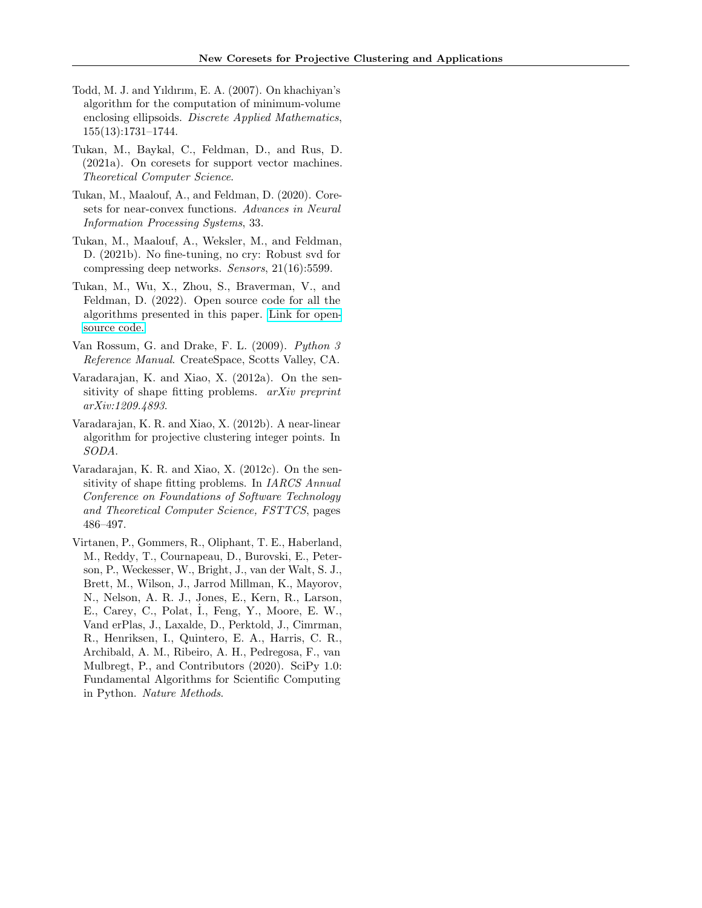Todd, M. J. and Yıldırım, E. A. (2007). On khachiyan's algorithm for the computation of minimum-volume enclosing ellipsoids. *Discrete Applied Mathematics*, 155(13):1731–1744.

Tukan, M., Baykal, C., Feldman, D., and Rus, D. (2021a). On coresets for support vector machines. *Theoretical Computer Science*.

Tukan, M., Maalouf, A., and Feldman, D. (2020). Coresets for near-convex functions. *Advances in Neural Information Processing Systems*, 33.

Tukan, M., Maalouf, A., Weksler, M., and Feldman, D. (2021b). No fine-tuning, no cry: Robust svd for compressing deep networks. *Sensors*, 21(16):5599.

Tukan, M., Wu, X., Zhou, S., Braverman, V., and Feldman, D. (2022). Open source code for all the algorithms presented in this paper. Link for open-source code.

Van Rossum, G. and Drake, F. L. (2009). *Python 3 Reference Manual*. CreateSpace, Scotts Valley, CA.

Varadarajan, K. and Xiao, X. (2012a). On the sensitivity of shape fitting problems. *arXiv preprint arXiv:1209.4893*.

Varadarajan, K. R. and Xiao, X. (2012b). A near-linear algorithm for projective clustering integer points. In *SODA*.

Varadarajan, K. R. and Xiao, X. (2012c). On the sensitivity of shape fitting problems. In *IARCS Annual Conference on Foundations of Software Technology and Theoretical Computer Science, FSTTCS*, pages 486–497.

Virtanen, P., Gommers, R., Oliphant, T. E., Haberland, M., Reddy, T., Cournapeau, D., Burovski, E., Peterson, P., Weckesser, W., Bright, J., van der Walt, S. J., Brett, M., Wilson, J., Jarrod Millman, K., Mayorov, N., Nelson, A. R. J., Jones, E., Kern, R., Larson, E., Carey, C., Polat, İ., Feng, Y., Moore, E. W., Vand erPlas, J., Laxalde, D., Perktold, J., Cimrman, R., Henriksen, I., Quintero, E. A., Harris, C. R., Archibald, A. M., Ribeiro, A. H., Pedregosa, F., van Mulbregt, P., and Contributors (2020). SciPy 1.0: Fundamental Algorithms for Scientific Computing in Python. *Nature Methods*.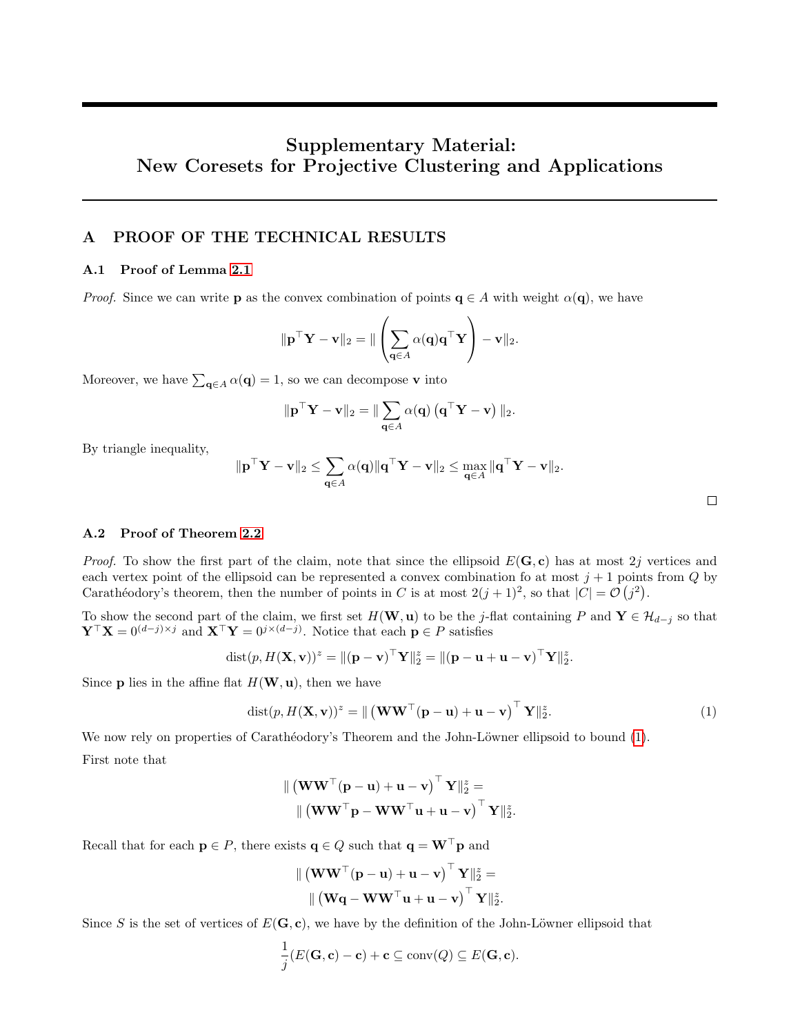# Supplementary Material: New Coresets for Projective Clustering and Applications

## A PROOF OF THE TECHNICAL RESULTS

### A.1 Proof of Lemma 2.1

*Proof.* Since we can write $\mathbf{p}$ as the convex combination of points $\mathbf{q} \in A$ with weight $\alpha(\mathbf{q})$, we have

$$\|\mathbf{p}^\top \mathbf{Y} - \mathbf{v}\|_2 = \| \left( \sum_{\mathbf{q} \in A} \alpha(\mathbf{q}) \mathbf{q}^\top \mathbf{Y} \right) - \mathbf{v} \|_2.$$

Moreover, we have $\sum_{\mathbf{q} \in A} \alpha(\mathbf{q}) = 1$, so we can decompose $\mathbf{v}$ into

$$\|\mathbf{p}^\top \mathbf{Y} - \mathbf{v}\|_2 = \| \sum_{\mathbf{q} \in A} \alpha(\mathbf{q}) \left( \mathbf{q}^\top \mathbf{Y} - \mathbf{v} \right) \|_2.$$

By triangle inequality,

$$\|\mathbf{p}^\top \mathbf{Y} - \mathbf{v}\|_2 \le \sum_{\mathbf{q} \in A} \alpha(\mathbf{q}) \|\mathbf{q}^\top \mathbf{Y} - \mathbf{v}\|_2 \le \max_{\mathbf{q} \in A} \|\mathbf{q}^\top \mathbf{Y} - \mathbf{v}\|_2.$$

□

### A.2 Proof of Theorem 2.2

*Proof.* To show the first part of the claim, note that since the ellipsoid $E(\mathbf{G}, \mathbf{c})$ has at most $2j$ vertices and each vertex point of the ellipsoid can be represented a convex combination fo at most $j+1$ points from $Q$ by Carathéodory's theorem, then the number of points in $C$ is at most $2(j+1)^2$, so that $|C| = \mathcal{O}\left(j^2\right)$.

To show the second part of the claim, we first set $H(\mathbf{W}, \mathbf{u})$ to be the $j$-flat containing $P$ and $\mathbf{Y} \in \mathcal{H}_{d-j}$ so that $\mathbf{Y}^\top \mathbf{X} = 0^{(d-j) \times j}$ and $\mathbf{X}^\top \mathbf{Y} = 0^{j \times (d-j)}$. Notice that each $\mathbf{p} \in P$ satisfies

$$\text{dist}(p, H(\mathbf{X}, \mathbf{v}))^z = \|(\mathbf{p} - \mathbf{v})^\top \mathbf{Y}\|_2^z = \|(\mathbf{p} - \mathbf{u} + \mathbf{u} - \mathbf{v})^\top \mathbf{Y}\|_2^z.$$

Since $\mathbf{p}$ lies in the affine flat $H(\mathbf{W}, \mathbf{u})$, then we have

$$\text{dist}(p, H(\mathbf{X}, \mathbf{v}))^z = \| \left( \mathbf{W}\mathbf{W}^\top (\mathbf{p} - \mathbf{u}) + \mathbf{u} - \mathbf{v} \right)^\top \mathbf{Y}\|_2^z. \tag{1}$$

We now rely on properties of Carathéodory's Theorem and the John-Löwner ellipsoid to bound (1).

First note that

$$\begin{aligned} &\| \left( \mathbf{W}\mathbf{W}^\top (\mathbf{p} - \mathbf{u}) + \mathbf{u} - \mathbf{v} \right)^\top \mathbf{Y}\|_2^z = \\ &\quad \| \left( \mathbf{W}\mathbf{W}^\top \mathbf{p} - \mathbf{W}\mathbf{W}^\top \mathbf{u} + \mathbf{u} - \mathbf{v} \right)^\top \mathbf{Y}\|_2^z. \end{aligned}$$

Recall that for each $\mathbf{p} \in P$, there exists $\mathbf{q} \in Q$ such that $\mathbf{q} = \mathbf{W}^\top \mathbf{p}$ and

$$\begin{aligned} &\| \left( \mathbf{W}\mathbf{W}^\top (\mathbf{p} - \mathbf{u}) + \mathbf{u} - \mathbf{v} \right)^\top \mathbf{Y}\|_2^z = \\ &\quad \| \left( \mathbf{W}\mathbf{q} - \mathbf{W}\mathbf{W}^\top \mathbf{u} + \mathbf{u} - \mathbf{v} \right)^\top \mathbf{Y}\|_2^z. \end{aligned}$$

Since $S$ is the set of vertices of $E(\mathbf{G}, \mathbf{c})$, we have by the definition of the John-Löwner ellipsoid that

$$\frac{1}{j}(E(\mathbf{G}, \mathbf{c}) - \mathbf{c}) + \mathbf{c} \subseteq \text{conv}(Q) \subseteq E(\mathbf{G}, \mathbf{c}).$$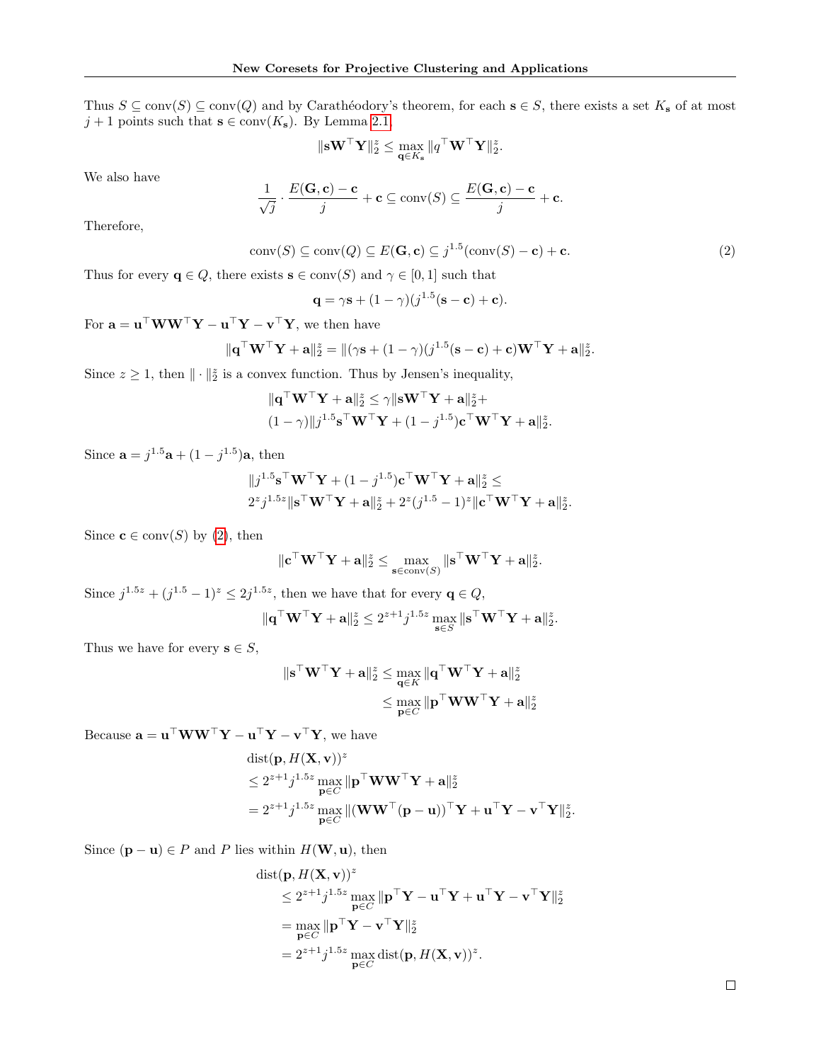Thus $S \subseteq \text{conv}(S) \subseteq \text{conv}(Q)$ and by Carathéodory's theorem, for each $\mathbf{s} \in S$, there exists a set $K_{\mathbf{s}}$ of at most $j+1$ points such that $\mathbf{s} \in \text{conv}(K_{\mathbf{s}})$. By Lemma 2.1,

$$\|\mathbf{s}\mathbf{W}^\top \mathbf{Y}\|_2^z \leq \max_{\mathbf{q} \in K_{\mathbf{s}}} \|q^\top \mathbf{W}^\top \mathbf{Y}\|_2^z.$$

We also have

$$\frac{1}{\sqrt{j}} \cdot \frac{E(\mathbf{G}, \mathbf{c}) - \mathbf{c}}{j} + \mathbf{c} \subseteq \text{conv}(S) \subseteq \frac{E(\mathbf{G}, \mathbf{c}) - \mathbf{c}}{j} + \mathbf{c}.$$

Therefore,

$$\text{conv}(S) \subseteq \text{conv}(Q) \subseteq E(\mathbf{G}, \mathbf{c}) \subseteq j^{1.5}(\text{conv}(S) - \mathbf{c}) + \mathbf{c}. \tag{2}$$

Thus for every $\mathbf{q} \in Q$, there exists $\mathbf{s} \in \text{conv}(S)$ and $\gamma \in [0,1]$ such that

$$\mathbf{q} = \gamma \mathbf{s} + (1-\gamma)(j^{1.5}(\mathbf{s} - \mathbf{c}) + \mathbf{c}).$$

For $\mathbf{a} = \mathbf{u}^\top \mathbf{W}\mathbf{W}^\top \mathbf{Y} - \mathbf{u}^\top \mathbf{Y} - \mathbf{v}^\top \mathbf{Y}$, we then have

$$\|\mathbf{q}^\top \mathbf{W}^\top \mathbf{Y} + \mathbf{a}\|_2^z = \|(\gamma \mathbf{s} + (1-\gamma)(j^{1.5}(\mathbf{s} - \mathbf{c}) + \mathbf{c})\mathbf{W}^\top \mathbf{Y} + \mathbf{a}\|_2^z.$$

Since $z \geq 1$, then $\| \cdot \|_2^z$ is a convex function. Thus by Jensen's inequality,

$$\begin{aligned}
&\|\mathbf{q}^\top \mathbf{W}^\top \mathbf{Y} + \mathbf{a}\|_2^z \leq \gamma \|\mathbf{s}\mathbf{W}^\top \mathbf{Y} + \mathbf{a}\|_2^z + \\
&(1-\gamma)\|j^{1.5}\mathbf{s}^\top \mathbf{W}^\top \mathbf{Y} + (1 - j^{1.5})\mathbf{c}^\top \mathbf{W}^\top \mathbf{Y} + \mathbf{a}\|_2^z.
\end{aligned}$$

Since $\mathbf{a} = j^{1.5}\mathbf{a} + (1 - j^{1.5})\mathbf{a}$, then

$$\begin{aligned}
&\|j^{1.5}\mathbf{s}^\top \mathbf{W}^\top \mathbf{Y} + (1 - j^{1.5})\mathbf{c}^\top \mathbf{W}^\top \mathbf{Y} + \mathbf{a}\|_2^z \leq \\
&2^z j^{1.5z}\|\mathbf{s}^\top \mathbf{W}^\top \mathbf{Y} + \mathbf{a}\|_2^z + 2^z(j^{1.5} - 1)^z\|\mathbf{c}^\top \mathbf{W}^\top \mathbf{Y} + \mathbf{a}\|_2^z.
\end{aligned}$$

Since $\mathbf{c} \in \text{conv}(S)$ by (2), then

$$\|\mathbf{c}^\top \mathbf{W}^\top \mathbf{Y} + \mathbf{a}\|_2^z \leq \max_{\mathbf{s} \in \text{conv}(S)} \|\mathbf{s}^\top \mathbf{W}^\top \mathbf{Y} + \mathbf{a}\|_2^z.$$

Since $j^{1.5z} + (j^{1.5} - 1)^z \leq 2j^{1.5z}$, then we have that for every $\mathbf{q} \in Q$,

$$\|\mathbf{q}^\top \mathbf{W}^\top \mathbf{Y} + \mathbf{a}\|_2^z \leq 2^{z+1} j^{1.5z} \max_{\mathbf{s} \in S} \|\mathbf{s}^\top \mathbf{W}^\top \mathbf{Y} + \mathbf{a}\|_2^z.$$

Thus we have for every $\mathbf{s} \in S$,

$$\begin{aligned}
\|\mathbf{s}^\top \mathbf{W}^\top \mathbf{Y} + \mathbf{a}\|_2^z &\leq \max_{\mathbf{q} \in K} \|\mathbf{q}^\top \mathbf{W}^\top \mathbf{Y} + \mathbf{a}\|_2^z \\
&\leq \max_{\mathbf{p} \in C} \|\mathbf{p}^\top \mathbf{W}\mathbf{W}^\top \mathbf{Y} + \mathbf{a}\|_2^z
\end{aligned}$$

Because $\mathbf{a} = \mathbf{u}^\top \mathbf{W}\mathbf{W}^\top \mathbf{Y} - \mathbf{u}^\top \mathbf{Y} - \mathbf{v}^\top \mathbf{Y}$, we have

$$\begin{aligned}
&\text{dist}(\mathbf{p}, H(\mathbf{X}, \mathbf{v}))^z \\
&\leq 2^{z+1} j^{1.5z} \max_{\mathbf{p} \in C} \|\mathbf{p}^\top \mathbf{W}\mathbf{W}^\top \mathbf{Y} + \mathbf{a}\|_2^z \\
&= 2^{z+1} j^{1.5z} \max_{\mathbf{p} \in C} \|(\mathbf{W}\mathbf{W}^\top(\mathbf{p} - \mathbf{u}))^\top \mathbf{Y} + \mathbf{u}^\top \mathbf{Y} - \mathbf{v}^\top \mathbf{Y}\|_2^z.
\end{aligned}$$

Since $(\mathbf{p} - \mathbf{u}) \in P$ and $P$ lies within $H(\mathbf{W}, \mathbf{u})$, then

$$\begin{aligned}
&\text{dist}(\mathbf{p}, H(\mathbf{X}, \mathbf{v}))^z \\
&\quad \leq 2^{z+1} j^{1.5z} \max_{\mathbf{p} \in C} \|\mathbf{p}^\top \mathbf{Y} - \mathbf{u}^\top \mathbf{Y} + \mathbf{u}^\top \mathbf{Y} - \mathbf{v}^\top \mathbf{Y}\|_2^z \\
&\quad = \max_{\mathbf{p} \in C} \|\mathbf{p}^\top \mathbf{Y} - \mathbf{v}^\top \mathbf{Y}\|_2^z \\
&\quad = 2^{z+1} j^{1.5z} \max_{\mathbf{p} \in C} \text{dist}(\mathbf{p}, H(\mathbf{X}, \mathbf{v}))^z.
\end{aligned}$$

$\square$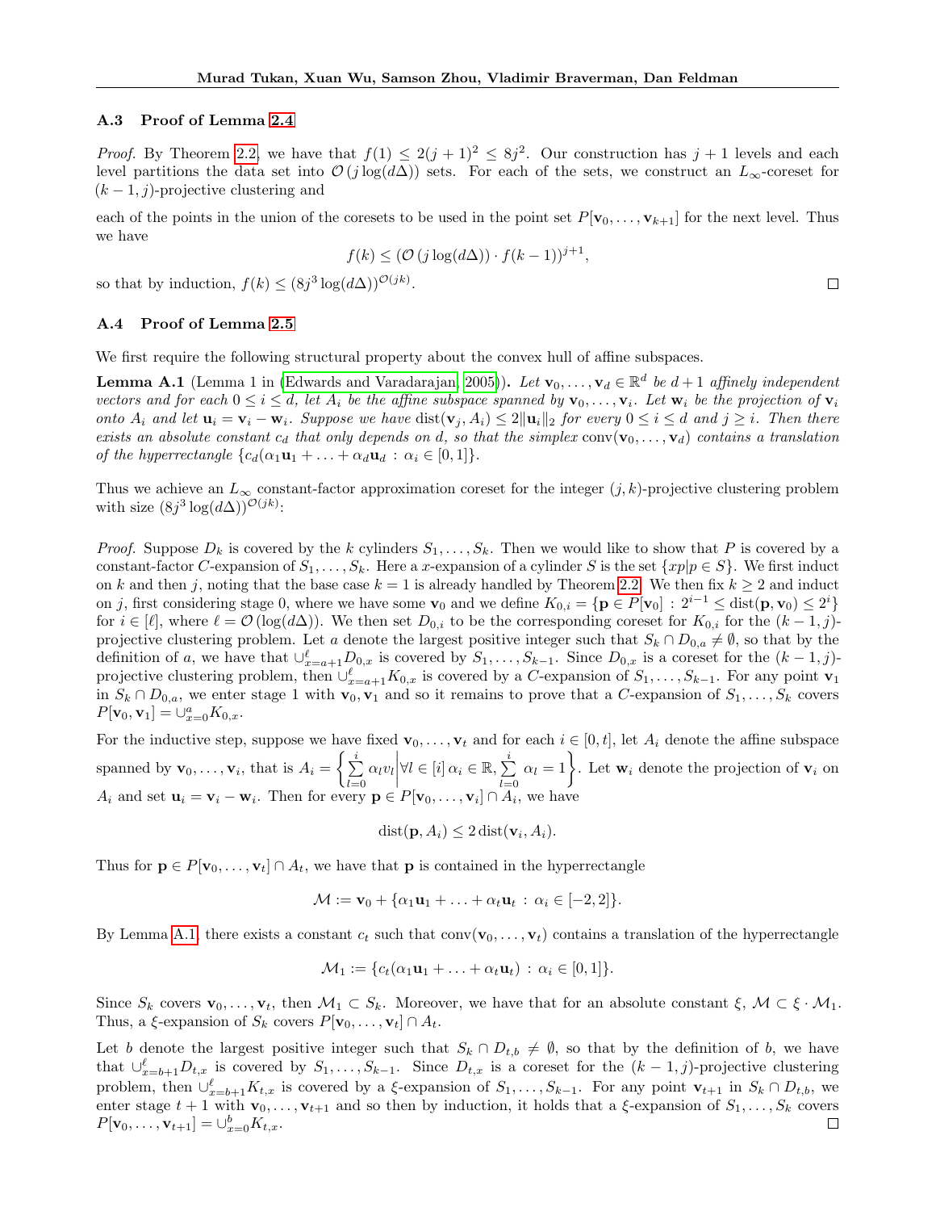### A.3 Proof of Lemma 2.4

*Proof.* By Theorem 2.2, we have that $f(1) \le 2(j+1)^2 \le 8j^2$. Our construction has $j+1$ levels and each level partitions the data set into $\mathcal{O}(j \log(d\Delta))$ sets. For each of the sets, we construct an $L_\infty$-coreset for $(k-1, j)$-projective clustering and

each of the points in the union of the coresets to be used in the point set $P[\mathbf{v}_0, \ldots, \mathbf{v}_{k+1}]$ for the next level. Thus we have

$$f(k) \le (\mathcal{O}(j \log(d\Delta)) \cdot f(k-1))^{j+1},$$

so that by induction, $f(k) \le (8j^3 \log(d\Delta))^{\mathcal{O}(jk)}$. $\square$

### A.4 Proof of Lemma 2.5

We first require the following structural property about the convex hull of affine subspaces.

**Lemma A.1** (Lemma 1 in (Edwards and Varadarajan, 2005)). *Let $\mathbf{v}_0, \ldots, \mathbf{v}_d \in \mathbb{R}^d$ be $d+1$ affinely independent vectors and for each $0 \le i \le d$, let $A_i$ be the affine subspace spanned by $\mathbf{v}_0, \ldots, \mathbf{v}_i$. Let $\mathbf{w}_i$ be the projection of $\mathbf{v}_i$ onto $A_i$ and let $\mathbf{u}_i = \mathbf{v}_i - \mathbf{w}_i$. Suppose we have $\mathrm{dist}(\mathbf{v}_j, A_i) \le 2\|\mathbf{u}_i\|_2$ for every $0 \le i \le d$ and $j \ge i$. Then there exists an absolute constant $c_d$ that only depends on $d$, so that the simplex $\mathrm{conv}(\mathbf{v}_0, \ldots, \mathbf{v}_d)$ contains a translation of the hyperrectangle $\{c_d(\alpha_1 \mathbf{u}_1 + \ldots + \alpha_d \mathbf{u}_d) : \alpha_i \in [0,1]\}$.*

Thus we achieve an $L_\infty$ constant-factor approximation coreset for the integer $(j,k)$-projective clustering problem with size $(8j^3 \log(d\Delta))^{\mathcal{O}(jk)}$:

*Proof.* Suppose $D_k$ is covered by the $k$ cylinders $S_1, \ldots, S_k$. Then we would like to show that $P$ is covered by a constant-factor $C$-expansion of $S_1, \ldots, S_k$. Here a $x$-expansion of a cylinder $S$ is the set $\{xp | p \in S\}$. We first induct on $k$ and then $j$, noting that the base case $k=1$ is already handled by Theorem 2.2. We then fix $k \ge 2$ and induct on $j$, first considering stage 0, where we have some $\mathbf{v}_0$ and we define $K_{0,i} = \{\mathbf{p} \in P[\mathbf{v}_0] : 2^{i-1} \le \mathrm{dist}(\mathbf{p}, \mathbf{v}_0) \le 2^i\}$ for $i \in [\ell]$, where $\ell = \mathcal{O}(\log(d\Delta))$. We then set $D_{0,i}$ to be the corresponding coreset for $K_{0,i}$ for the $(k-1,j)$-projective clustering problem. Let $a$ denote the largest positive integer such that $S_k \cap D_{0,a} \ne \emptyset$, so that by the definition of $a$, we have that $\cup_{x=a+1}^{\ell} D_{0,x}$ is covered by $S_1, \ldots, S_{k-1}$. Since $D_{0,x}$ is a coreset for the $(k-1,j)$-projective clustering problem, then $\cup_{x=a+1}^{\ell} K_{0,x}$ is covered by a $C$-expansion of $S_1, \ldots, S_{k-1}$. For any point $\mathbf{v}_1$ in $S_k \cap D_{0,a}$, we enter stage 1 with $\mathbf{v}_0, \mathbf{v}_1$ and so it remains to prove that a $C$-expansion of $S_1, \ldots, S_k$ covers $P[\mathbf{v}_0, \mathbf{v}_1] = \cup_{x=0}^{a} K_{0,x}$.

For the inductive step, suppose we have fixed $\mathbf{v}_0, \ldots, \mathbf{v}_t$ and for each $i \in [0,t]$, let $A_i$ denote the affine subspace spanned by $\mathbf{v}_0, \ldots, \mathbf{v}_i$, that is $A_i = \left\{ \sum_{l=0}^{i} \alpha_l v_l \middle| \forall l \in [i]\ \alpha_i \in \mathbb{R}, \sum_{l=0}^{i} \alpha_l = 1 \right\}$. Let $\mathbf{w}_i$ denote the projection of $\mathbf{v}_i$ on $A_i$ and set $\mathbf{u}_i = \mathbf{v}_i - \mathbf{w}_i$. Then for every $\mathbf{p} \in P[\mathbf{v}_0, \ldots, \mathbf{v}_i] \cap A_i$, we have

$$\mathrm{dist}(\mathbf{p}, A_i) \le 2\,\mathrm{dist}(\mathbf{v}_i, A_i).$$

Thus for $\mathbf{p} \in P[\mathbf{v}_0, \ldots, \mathbf{v}_t] \cap A_t$, we have that $\mathbf{p}$ is contained in the hyperrectangle

$$\mathcal{M} := \mathbf{v}_0 + \{\alpha_1 \mathbf{u}_1 + \ldots + \alpha_t \mathbf{u}_t : \alpha_i \in [-2,2]\}.$$

By Lemma A.1, there exists a constant $c_t$ such that $\mathrm{conv}(\mathbf{v}_0, \ldots, \mathbf{v}_t)$ contains a translation of the hyperrectangle

$$\mathcal{M}_1 := \{c_t(\alpha_1 \mathbf{u}_1 + \ldots + \alpha_t \mathbf{u}_t) : \alpha_i \in [0,1]\}.$$

Since $S_k$ covers $\mathbf{v}_0, \ldots, \mathbf{v}_t$, then $\mathcal{M}_1 \subset S_k$. Moreover, we have that for an absolute constant $\xi$, $\mathcal{M} \subset \xi \cdot \mathcal{M}_1$. Thus, a $\xi$-expansion of $S_k$ covers $P[\mathbf{v}_0, \ldots, \mathbf{v}_t] \cap A_t$.

Let $b$ denote the largest positive integer such that $S_k \cap D_{t,b} \ne \emptyset$, so that by the definition of $b$, we have that $\cup_{x=b+1}^{\ell} D_{t,x}$ is covered by $S_1, \ldots, S_{k-1}$. Since $D_{t,x}$ is a coreset for the $(k-1,j)$-projective clustering problem, then $\cup_{x=b+1}^{\ell} K_{t,x}$ is covered by a $\xi$-expansion of $S_1, \ldots, S_{k-1}$. For any point $\mathbf{v}_{t+1}$ in $S_k \cap D_{t,b}$, we enter stage $t+1$ with $\mathbf{v}_0, \ldots, \mathbf{v}_{t+1}$ and so then by induction, it holds that a $\xi$-expansion of $S_1, \ldots, S_k$ covers $P[\mathbf{v}_0, \ldots, \mathbf{v}_{t+1}] = \cup_{x=0}^{b} K_{t,x}$. $\square$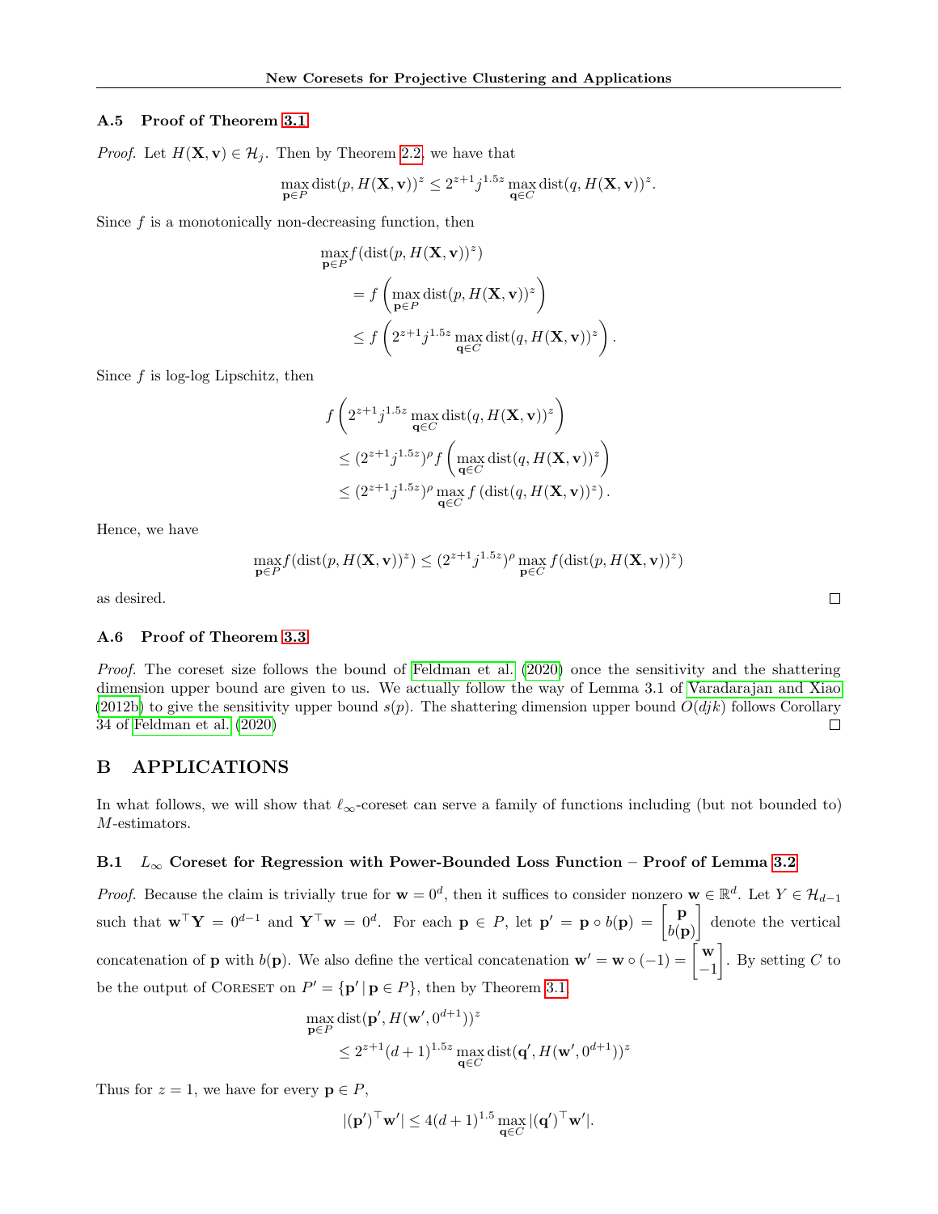### A.5 Proof of Theorem 3.1

*Proof.* Let $H(\mathbf{X}, \mathbf{v}) \in \mathcal{H}_j$. Then by Theorem 2.2, we have that

$$\max_{\mathbf{p} \in P} \operatorname{dist}(p, H(\mathbf{X}, \mathbf{v}))^z \leq 2^{z+1} j^{1.5z} \max_{\mathbf{q} \in C} \operatorname{dist}(q, H(\mathbf{X}, \mathbf{v}))^z.$$

Since $f$ is a monotonically non-decreasing function, then

$$\begin{aligned}
&\max_{\mathbf{p} \in P} f(\operatorname{dist}(p, H(\mathbf{X}, \mathbf{v}))^z) \\
&\quad = f\left(\max_{\mathbf{p} \in P} \operatorname{dist}(p, H(\mathbf{X}, \mathbf{v}))^z\right) \\
&\quad \leq f\left(2^{z+1} j^{1.5z} \max_{\mathbf{q} \in C} \operatorname{dist}(q, H(\mathbf{X}, \mathbf{v}))^z\right).
\end{aligned}$$

Since $f$ is log-log Lipschitz, then

$$\begin{aligned}
&f\left(2^{z+1} j^{1.5z} \max_{\mathbf{q} \in C} \operatorname{dist}(q, H(\mathbf{X}, \mathbf{v}))^z\right) \\
&\quad \leq (2^{z+1} j^{1.5z})^\rho f\left(\max_{\mathbf{q} \in C} \operatorname{dist}(q, H(\mathbf{X}, \mathbf{v}))^z\right) \\
&\quad \leq (2^{z+1} j^{1.5z})^\rho \max_{\mathbf{q} \in C} f\left(\operatorname{dist}(q, H(\mathbf{X}, \mathbf{v}))^z\right).
\end{aligned}$$

Hence, we have

$$\max_{\mathbf{p} \in P} f(\operatorname{dist}(p, H(\mathbf{X}, \mathbf{v}))^z) \leq (2^{z+1} j^{1.5z})^\rho \max_{\mathbf{p} \in C} f(\operatorname{dist}(p, H(\mathbf{X}, \mathbf{v}))^z)$$

as desired. □

### A.6 Proof of Theorem 3.3

*Proof.* The coreset size follows the bound of Feldman et al. (2020) once the sensitivity and the shattering dimension upper bound are given to us. We actually follow the way of Lemma 3.1 of Varadarajan and Xiao (2012b) to give the sensitivity upper bound $s(p)$. The shattering dimension upper bound $O(djk)$ follows Corollary 34 of Feldman et al. (2020) □

## B APPLICATIONS

In what follows, we will show that $\ell_\infty$-coreset can serve a family of functions including (but not bounded to) $M$-estimators.

### B.1 $L_\infty$ Coreset for Regression with Power-Bounded Loss Function – Proof of Lemma 3.2

*Proof.* Because the claim is trivially true for $\mathbf{w} = 0^d$, then it suffices to consider nonzero $\mathbf{w} \in \mathbb{R}^d$. Let $Y \in \mathcal{H}_{d-1}$ such that $\mathbf{w}^\top \mathbf{Y} = 0^{d-1}$ and $\mathbf{Y}^\top \mathbf{w} = 0^d$. For each $\mathbf{p} \in P$, let $\mathbf{p}' = \mathbf{p} \circ b(\mathbf{p}) = \begin{bmatrix} \mathbf{p} \\ b(\mathbf{p}) \end{bmatrix}$ denote the vertical concatenation of $\mathbf{p}$ with $b(\mathbf{p})$. We also define the vertical concatenation $\mathbf{w}' = \mathbf{w} \circ (-1) = \begin{bmatrix} \mathbf{w} \\ -1 \end{bmatrix}$. By setting $C$ to be the output of CORESET on $P' = \{\mathbf{p}' \mid \mathbf{p} \in P\}$, then by Theorem 3.1

$$\begin{aligned}
&\max_{\mathbf{p} \in P} \operatorname{dist}(\mathbf{p}', H(\mathbf{w}', 0^{d+1}))^z \\
&\quad \leq 2^{z+1} (d+1)^{1.5z} \max_{\mathbf{q} \in C} \operatorname{dist}(\mathbf{q}', H(\mathbf{w}', 0^{d+1}))^z
\end{aligned}$$

Thus for $z = 1$, we have for every $\mathbf{p} \in P$,

$$|(\mathbf{p}')^\top \mathbf{w}'| \leq 4(d+1)^{1.5} \max_{\mathbf{q} \in C} |(\mathbf{q}')^\top \mathbf{w}'|.$$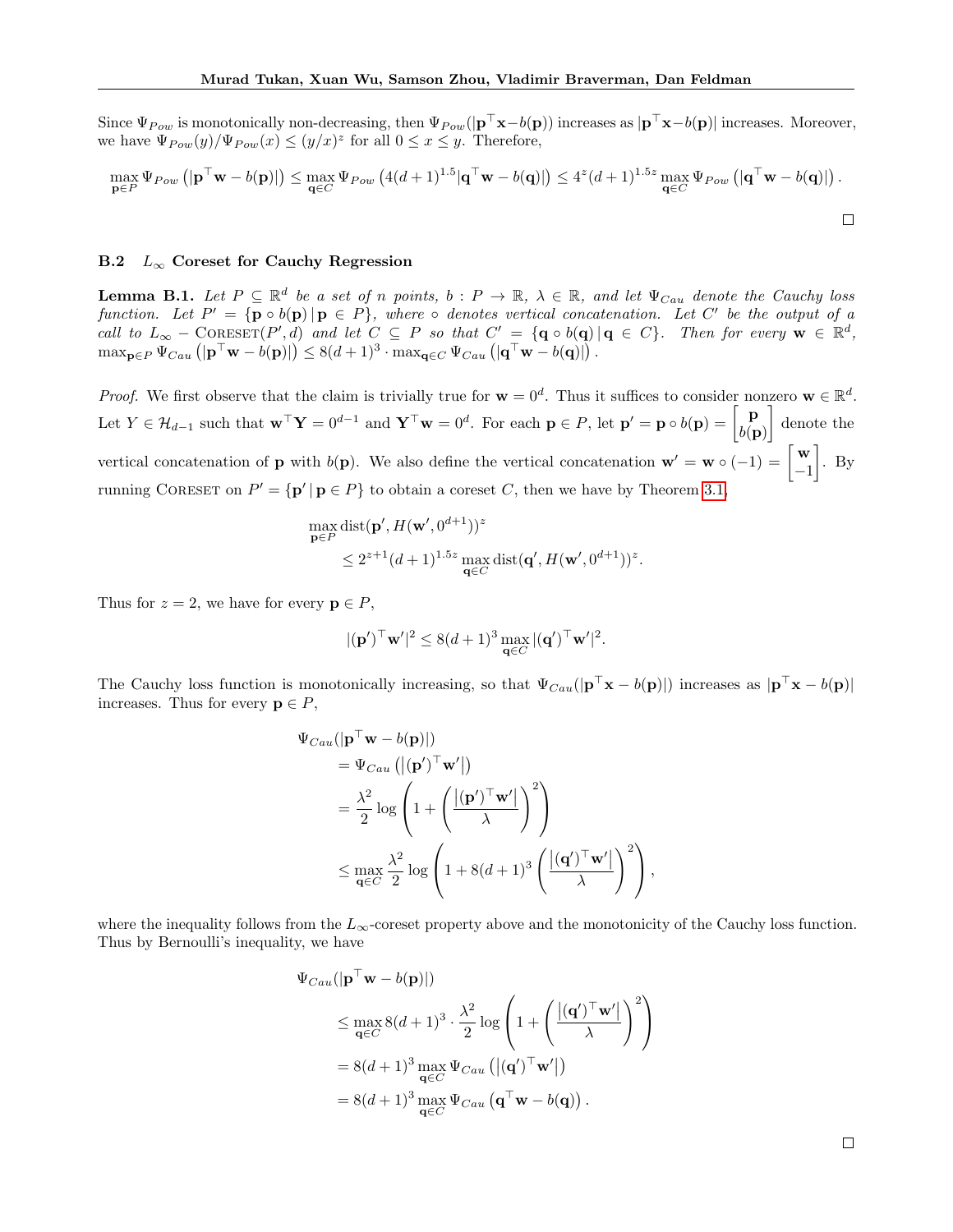Since $\Psi_{Pow}$ is monotonically non-decreasing, then $\Psi_{Pow}(|\mathbf{p}^\top \mathbf{x} - b(\mathbf{p}))$ increases as $|\mathbf{p}^\top \mathbf{x} - b(\mathbf{p})|$ increases. Moreover, we have $\Psi_{Pow}(y)/\Psi_{Pow}(x) \leq (y/x)^z$ for all $0 \leq x \leq y$. Therefore,

$$\max_{\mathbf{p}\in P} \Psi_{Pow}\left(|\mathbf{p}^\top \mathbf{w} - b(\mathbf{p})|\right) \leq \max_{\mathbf{q}\in C} \Psi_{Pow}\left(4(d+1)^{1.5}|\mathbf{q}^\top \mathbf{w} - b(\mathbf{q})|\right) \leq 4^z (d+1)^{1.5z} \max_{\mathbf{q}\in C} \Psi_{Pow}\left(|\mathbf{q}^\top \mathbf{w} - b(\mathbf{q})|\right).$$

□

### B.2 $L_\infty$ Coreset for Cauchy Regression

**Lemma B.1.** *Let $P \subseteq \mathbb{R}^d$ be a set of $n$ points, $b : P \to \mathbb{R}$, $\lambda \in \mathbb{R}$, and let $\Psi_{Cau}$ denote the Cauchy loss function. Let $P' = \{\mathbf{p} \circ b(\mathbf{p}) \mid \mathbf{p} \in P\}$, where $\circ$ denotes vertical concatenation. Let $C'$ be the output of a call to $L_\infty - $* CORESET*$(P', d)$ and let $C \subseteq P$ so that $C' = \{\mathbf{q} \circ b(\mathbf{q}) \mid \mathbf{q} \in C\}$. Then for every $\mathbf{w} \in \mathbb{R}^d$, $\max_{\mathbf{p}\in P} \Psi_{Cau}\left(|\mathbf{p}^\top \mathbf{w} - b(\mathbf{p})|\right) \leq 8(d+1)^3 \cdot \max_{\mathbf{q}\in C} \Psi_{Cau}\left(|\mathbf{q}^\top \mathbf{w} - b(\mathbf{q})|\right).$*

*Proof.* We first observe that the claim is trivially true for $\mathbf{w} = 0^d$. Thus it suffices to consider nonzero $\mathbf{w} \in \mathbb{R}^d$. Let $Y \in \mathcal{H}_{d-1}$ such that $\mathbf{w}^\top \mathbf{Y} = 0^{d-1}$ and $\mathbf{Y}^\top \mathbf{w} = 0^d$. For each $\mathbf{p} \in P$, let $\mathbf{p}' = \mathbf{p} \circ b(\mathbf{p}) = \begin{bmatrix} \mathbf{p} \\ b(\mathbf{p}) \end{bmatrix}$ denote the vertical concatenation of $\mathbf{p}$ with $b(\mathbf{p})$. We also define the vertical concatenation $\mathbf{w}' = \mathbf{w} \circ (-1) = \begin{bmatrix} \mathbf{w} \\ -1 \end{bmatrix}$. By running CORESET on $P' = \{\mathbf{p}' \mid \mathbf{p} \in P\}$ to obtain a coreset $C$, then we have by Theorem 3.1,

$$\begin{aligned}
&\max_{\mathbf{p}\in P} \operatorname{dist}(\mathbf{p}', H(\mathbf{w}', 0^{d+1}))^z \\
&\qquad \leq 2^{z+1}(d+1)^{1.5z} \max_{\mathbf{q}\in C} \operatorname{dist}(\mathbf{q}', H(\mathbf{w}', 0^{d+1}))^z.
\end{aligned}$$

Thus for $z = 2$, we have for every $\mathbf{p} \in P$,

$$|(\mathbf{p}')^\top \mathbf{w}'|^2 \leq 8(d+1)^3 \max_{\mathbf{q}\in C} |(\mathbf{q}')^\top \mathbf{w}'|^2.$$

The Cauchy loss function is monotonically increasing, so that $\Psi_{Cau}(|\mathbf{p}^\top \mathbf{x} - b(\mathbf{p})|)$ increases as $|\mathbf{p}^\top \mathbf{x} - b(\mathbf{p})|$ increases. Thus for every $\mathbf{p} \in P$,

$$\begin{aligned}
&\Psi_{Cau}(|\mathbf{p}^\top \mathbf{w} - b(\mathbf{p})|) \\
&\quad = \Psi_{Cau}\left(\left|(\mathbf{p}')^\top \mathbf{w}'\right|\right) \\
&\quad = \frac{\lambda^2}{2} \log\left(1 + \left(\frac{\left|(\mathbf{p}')^\top \mathbf{w}'\right|}{\lambda}\right)^2\right) \\
&\quad \leq \max_{\mathbf{q}\in C} \frac{\lambda^2}{2} \log\left(1 + 8(d+1)^3 \left(\frac{\left|(\mathbf{q}')^\top \mathbf{w}'\right|}{\lambda}\right)^2\right),
\end{aligned}$$

where the inequality follows from the $L_\infty$-coreset property above and the monotonicity of the Cauchy loss function. Thus by Bernoulli's inequality, we have

$$\begin{aligned}
&\Psi_{Cau}(|\mathbf{p}^\top \mathbf{w} - b(\mathbf{p})|) \\
&\quad \leq \max_{\mathbf{q}\in C} 8(d+1)^3 \cdot \frac{\lambda^2}{2} \log\left(1 + \left(\frac{\left|(\mathbf{q}')^\top \mathbf{w}'\right|}{\lambda}\right)^2\right) \\
&\quad = 8(d+1)^3 \max_{\mathbf{q}\in C} \Psi_{Cau}\left(\left|(\mathbf{q}')^\top \mathbf{w}'\right|\right) \\
&\quad = 8(d+1)^3 \max_{\mathbf{q}\in C} \Psi_{Cau}\left(\mathbf{q}^\top \mathbf{w} - b(\mathbf{q})\right).
\end{aligned}$$

□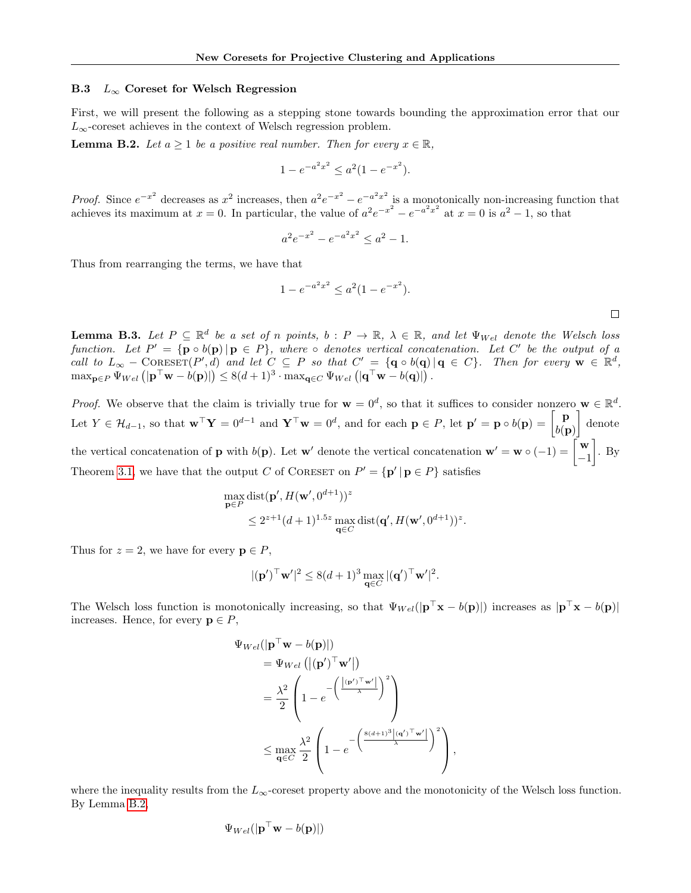### B.3 $L_\infty$ Coreset for Welsch Regression

First, we will present the following as a stepping stone towards bounding the approximation error that our $L_\infty$-coreset achieves in the context of Welsch regression problem.

**Lemma B.2.** *Let $a \geq 1$ be a positive real number. Then for every $x \in \mathbb{R}$,*

$$1 - e^{-a^2x^2} \leq a^2(1 - e^{-x^2}).$$

*Proof.* Since $e^{-x^2}$ decreases as $x^2$ increases, then $a^2e^{-x^2} - e^{-a^2x^2}$ is a monotonically non-increasing function that achieves its maximum at $x = 0$. In particular, the value of $a^2e^{-x^2} - e^{-a^2x^2}$ at $x = 0$ is $a^2 - 1$, so that

$$a^2e^{-x^2} - e^{-a^2x^2} \leq a^2 - 1.$$

Thus from rearranging the terms, we have that

$$1 - e^{-a^2x^2} \leq a^2(1 - e^{-x^2}).$$

□

**Lemma B.3.** *Let $P \subseteq \mathbb{R}^d$ be a set of $n$ points, $b : P \to \mathbb{R}$, $\lambda \in \mathbb{R}$, and let $\Psi_{Wel}$ denote the Welsch loss function. Let $P' = \{\mathbf{p} \circ b(\mathbf{p}) \,|\, \mathbf{p} \in P\}$, where $\circ$ denotes vertical concatenation. Let $C'$ be the output of a call to $L_\infty - \text{Coreset}(P', d)$ and let $C \subseteq P$ so that $C' = \{\mathbf{q} \circ b(\mathbf{q}) \,|\, \mathbf{q} \in C\}$. Then for every $\mathbf{w} \in \mathbb{R}^d$, $\max_{\mathbf{p}\in P} \Psi_{Wel}\left(|\mathbf{p}^\top \mathbf{w} - b(\mathbf{p})|\right) \leq 8(d+1)^3 \cdot \max_{\mathbf{q}\in C} \Psi_{Wel}\left(|\mathbf{q}^\top \mathbf{w} - b(\mathbf{q})|\right).$*

*Proof.* We observe that the claim is trivially true for $\mathbf{w} = 0^d$, so that it suffices to consider nonzero $\mathbf{w} \in \mathbb{R}^d$. Let $Y \in \mathcal{H}_{d-1}$, so that $\mathbf{w}^\top \mathbf{Y} = 0^{d-1}$ and $\mathbf{Y}^\top \mathbf{w} = 0^d$, and for each $\mathbf{p} \in P$, let $\mathbf{p}' = \mathbf{p} \circ b(\mathbf{p}) = \begin{bmatrix} \mathbf{p} \\ b(\mathbf{p}) \end{bmatrix}$ denote the vertical concatenation of $\mathbf{p}$ with $b(\mathbf{p})$. Let $\mathbf{w}'$ denote the vertical concatenation $\mathbf{w}' = \mathbf{w} \circ (-1) = \begin{bmatrix} \mathbf{w} \\ -1 \end{bmatrix}$. By Theorem 3.1, we have that the output $C$ of Coreset on $P' = \{\mathbf{p}' \,|\, \mathbf{p} \in P\}$ satisfies

$$\begin{aligned}
&\max_{\mathbf{p}\in P} \text{dist}(\mathbf{p}', H(\mathbf{w}', 0^{d+1}))^z \\
&\quad \leq 2^{z+1}(d+1)^{1.5z} \max_{\mathbf{q}\in C} \text{dist}(\mathbf{q}', H(\mathbf{w}', 0^{d+1}))^z.
\end{aligned}$$

Thus for $z = 2$, we have for every $\mathbf{p} \in P$,

$$|(\mathbf{p}')^\top \mathbf{w}'|^2 \leq 8(d+1)^3 \max_{\mathbf{q}\in C} |(\mathbf{q}')^\top \mathbf{w}'|^2.$$

The Welsch loss function is monotonically increasing, so that $\Psi_{Wel}(|\mathbf{p}^\top \mathbf{x} - b(\mathbf{p})|)$ increases as $|\mathbf{p}^\top \mathbf{x} - b(\mathbf{p})|$ increases. Hence, for every $\mathbf{p} \in P$,

$$\begin{aligned}
&\Psi_{Wel}(|\mathbf{p}^\top \mathbf{w} - b(\mathbf{p})|) \\
&\quad = \Psi_{Wel}\left(\left|(\mathbf{p}')^\top \mathbf{w}'\right|\right) \\
&\quad = \frac{\lambda^2}{2}\left(1 - e^{-\left(\frac{\left|(\mathbf{p}')^\top \mathbf{w}'\right|}{\lambda}\right)^2}\right) \\
&\quad \leq \max_{\mathbf{q}\in C} \frac{\lambda^2}{2}\left(1 - e^{-\left(\frac{8(d+1)^3\left|(\mathbf{q}')^\top \mathbf{w}'\right|}{\lambda}\right)^2}\right),
\end{aligned}$$

where the inequality results from the $L_\infty$-coreset property above and the monotonicity of the Welsch loss function. By Lemma B.2,

$$\Psi_{Wel}(|\mathbf{p}^\top \mathbf{w} - b(\mathbf{p})|)$$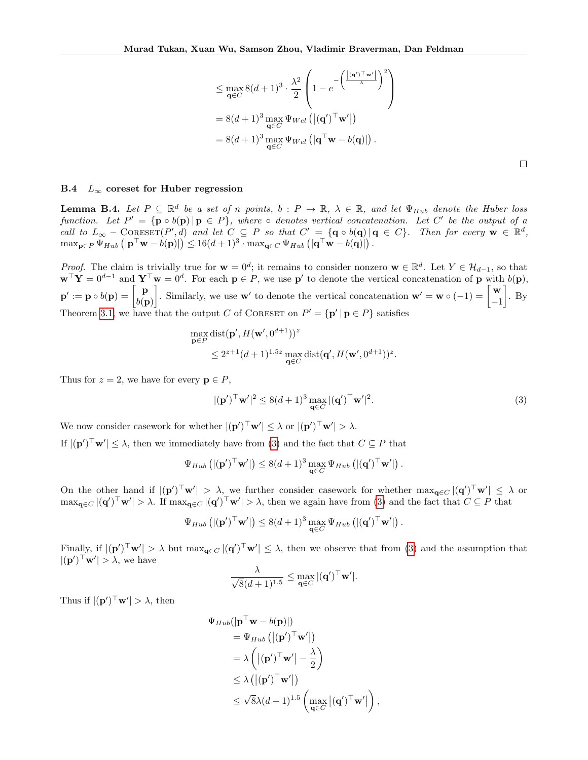$$
\begin{aligned}
&\le \max_{\mathbf{q}\in C} 8(d+1)^3 \cdot \frac{\lambda^2}{2}\left(1 - e^{-\left(\frac{\left|(\mathbf{q}')^\top \mathbf{w}'\right|}{\lambda}\right)^2}\right) \\
&= 8(d+1)^3 \max_{\mathbf{q}\in C} \Psi_{Wel}\left(\left|(\mathbf{q}')^\top \mathbf{w}'\right|\right) \\
&= 8(d+1)^3 \max_{\mathbf{q}\in C} \Psi_{Wel}\left(\left|\mathbf{q}^\top \mathbf{w} - b(\mathbf{q})\right|\right).
\end{aligned}
$$

□

### B.4 $L_\infty$ coreset for Huber regression

**Lemma B.4.** *Let $P \subseteq \mathbb{R}^d$ be a set of $n$ points, $b : P \to \mathbb{R}$, $\lambda \in \mathbb{R}$, and let $\Psi_{Hub}$ denote the Huber loss function. Let $P' = \{\mathbf{p} \circ b(\mathbf{p}) \,|\, \mathbf{p} \in P\}$, where $\circ$ denotes vertical concatenation. Let $C'$ be the output of a call to $L_\infty$ − CORESET$(P', d)$ and let $C \subseteq P$ so that $C' = \{\mathbf{q} \circ b(\mathbf{q}) \,|\, \mathbf{q} \in C\}$. Then for every $\mathbf{w} \in \mathbb{R}^d$, $\max_{\mathbf{p}\in P} \Psi_{Hub}\left(\left|\mathbf{p}^\top \mathbf{w} - b(\mathbf{p})\right|\right) \le 16(d+1)^3 \cdot \max_{\mathbf{q}\in C} \Psi_{Hub}\left(\left|\mathbf{q}^\top \mathbf{w} - b(\mathbf{q})\right|\right)$.*

*Proof.* The claim is trivially true for $\mathbf{w} = 0^d$; it remains to consider nonzero $\mathbf{w} \in \mathbb{R}^d$. Let $Y \in \mathcal{H}_{d-1}$, so that $\mathbf{w}^\top \mathbf{Y} = 0^{d-1}$ and $\mathbf{Y}^\top \mathbf{w} = 0^d$. For each $\mathbf{p} \in P$, we use $\mathbf{p}'$ to denote the vertical concatenation of $\mathbf{p}$ with $b(\mathbf{p})$, $\mathbf{p}' := \mathbf{p} \circ b(\mathbf{p}) = \begin{bmatrix} \mathbf{p} \\ b(\mathbf{p}) \end{bmatrix}$. Similarly, we use $\mathbf{w}'$ to denote the vertical concatenation $\mathbf{w}' = \mathbf{w} \circ (-1) = \begin{bmatrix} \mathbf{w} \\ -1 \end{bmatrix}$. By Theorem 3.1, we have that the output $C$ of CORESET on $P' = \{\mathbf{p}' \,|\, \mathbf{p} \in P\}$ satisfies

$$
\begin{aligned}
&\max_{\mathbf{p}\in P} \operatorname{dist}(\mathbf{p}', H(\mathbf{w}', 0^{d+1}))^z \\
&\qquad \le 2^{z+1}(d+1)^{1.5z} \max_{\mathbf{q}\in C} \operatorname{dist}(\mathbf{q}', H(\mathbf{w}', 0^{d+1}))^z.
\end{aligned}
$$

Thus for $z = 2$, we have for every $\mathbf{p} \in P$,

$$
|(\mathbf{p}')^\top \mathbf{w}'|^2 \le 8(d+1)^3 \max_{\mathbf{q}\in C} |(\mathbf{q}')^\top \mathbf{w}'|^2. \tag{3}
$$

We now consider casework for whether $|(\mathbf{p}')^\top \mathbf{w}'| \le \lambda$ or $|(\mathbf{p}')^\top \mathbf{w}'| > \lambda$.

If $|(\mathbf{p}')^\top \mathbf{w}'| \le \lambda$, then we immediately have from (3) and the fact that $C \subseteq P$ that

$$
\Psi_{Hub}\left(\left|(\mathbf{p}')^\top \mathbf{w}'\right|\right) \le 8(d+1)^3 \max_{\mathbf{q}\in C} \Psi_{Hub}\left(\left|(\mathbf{q}')^\top \mathbf{w}'\right|\right).
$$

On the other hand if $|(\mathbf{p}')^\top \mathbf{w}'| > \lambda$, we further consider casework for whether $\max_{\mathbf{q}\in C} |(\mathbf{q}')^\top \mathbf{w}'| \le \lambda$ or $\max_{\mathbf{q}\in C} |(\mathbf{q}')^\top \mathbf{w}'| > \lambda$. If $\max_{\mathbf{q}\in C} |(\mathbf{q}')^\top \mathbf{w}'| > \lambda$, then we again have from (3) and the fact that $C \subseteq P$ that

$$
\Psi_{Hub}\left(\left|(\mathbf{p}')^\top \mathbf{w}'\right|\right) \le 8(d+1)^3 \max_{\mathbf{q}\in C} \Psi_{Hub}\left(\left|(\mathbf{q}')^\top \mathbf{w}'\right|\right).
$$

Finally, if $|(\mathbf{p}')^\top \mathbf{w}'| > \lambda$ but $\max_{\mathbf{q}\in C} |(\mathbf{q}')^\top \mathbf{w}'| \le \lambda$, then we observe that from (3) and the assumption that $|(\mathbf{p}')^\top \mathbf{w}'| > \lambda$, we have

$$
\frac{\lambda}{\sqrt{8}(d+1)^{1.5}} \le \max_{\mathbf{q}\in C} |(\mathbf{q}')^\top \mathbf{w}'|.
$$

Thus if $|(\mathbf{p}')^\top \mathbf{w}'| > \lambda$, then

$$
\begin{aligned}
&\Psi_{Hub}(|\mathbf{p}^\top \mathbf{w} - b(\mathbf{p})|) \\
&\quad = \Psi_{Hub}\left(\left|(\mathbf{p}')^\top \mathbf{w}'\right|\right) \\
&\quad = \lambda\left(\left|(\mathbf{p}')^\top \mathbf{w}'\right| - \frac{\lambda}{2}\right) \\
&\quad \le \lambda\left(\left|(\mathbf{p}')^\top \mathbf{w}'\right|\right) \\
&\quad \le \sqrt{8}\lambda(d+1)^{1.5}\left(\max_{\mathbf{q}\in C} \left|(\mathbf{q}')^\top \mathbf{w}'\right|\right),
\end{aligned}
$$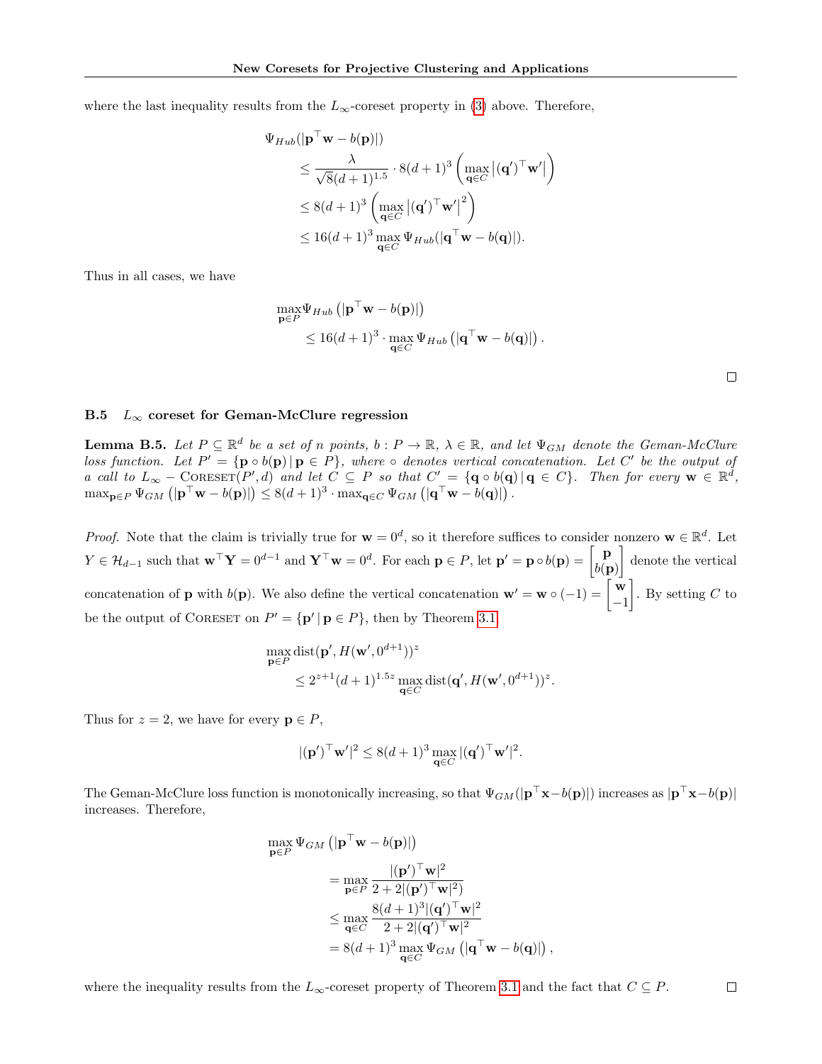where the last inequality results from the $L_\infty$-coreset property in (3) above. Therefore,

$$
\begin{aligned}
&\Psi_{Hub}(|\mathbf{p}^\top \mathbf{w} - b(\mathbf{p})|) \\
&\quad\le \frac{\lambda}{\sqrt{8}(d+1)^{1.5}} \cdot 8(d+1)^3 \left(\max_{\mathbf{q}\in C} \left|(\mathbf{q}')^\top \mathbf{w}'\right|\right) \\
&\quad\le 8(d+1)^3 \left(\max_{\mathbf{q}\in C} \left|(\mathbf{q}')^\top \mathbf{w}'\right|^2\right) \\
&\quad\le 16(d+1)^3 \max_{\mathbf{q}\in C} \Psi_{Hub}(|\mathbf{q}^\top \mathbf{w} - b(\mathbf{q})|).
\end{aligned}
$$

Thus in all cases, we have

$$
\begin{aligned}
&\max_{\mathbf{p}\in P} \Psi_{Hub}\left(|\mathbf{p}^\top \mathbf{w} - b(\mathbf{p})|\right) \\
&\quad\le 16(d+1)^3 \cdot \max_{\mathbf{q}\in C} \Psi_{Hub}\left(|\mathbf{q}^\top \mathbf{w} - b(\mathbf{q})|\right).
\end{aligned}
$$

□

### B.5 $L_\infty$ coreset for Geman-McClure regression

**Lemma B.5.** *Let $P \subseteq \mathbb{R}^d$ be a set of $n$ points, $b : P \to \mathbb{R}$, $\lambda \in \mathbb{R}$, and let $\Psi_{GM}$ denote the Geman-McClure loss function. Let $P' = \{\mathbf{p} \circ b(\mathbf{p}) \,|\, \mathbf{p} \in P\}$, where $\circ$ denotes vertical concatenation. Let $C'$ be the output of a call to $L_\infty - \text{CORESET}(P', d)$ and let $C \subseteq P$ so that $C' = \{\mathbf{q} \circ b(\mathbf{q}) \,|\, \mathbf{q} \in C\}$. Then for every $\mathbf{w} \in \mathbb{R}^d$, $\max_{\mathbf{p}\in P} \Psi_{GM}\left(|\mathbf{p}^\top \mathbf{w} - b(\mathbf{p})|\right) \le 8(d+1)^3 \cdot \max_{\mathbf{q}\in C} \Psi_{GM}\left(|\mathbf{q}^\top \mathbf{w} - b(\mathbf{q})|\right).$*

*Proof.* Note that the claim is trivially true for $\mathbf{w} = 0^d$, so it therefore suffices to consider nonzero $\mathbf{w} \in \mathbb{R}^d$. Let $Y \in \mathcal{H}_{d-1}$ such that $\mathbf{w}^\top \mathbf{Y} = 0^{d-1}$ and $\mathbf{Y}^\top \mathbf{w} = 0^d$. For each $\mathbf{p} \in P$, let $\mathbf{p}' = \mathbf{p} \circ b(\mathbf{p}) = \begin{bmatrix} \mathbf{p} \\ b(\mathbf{p}) \end{bmatrix}$ denote the vertical concatenation of $\mathbf{p}$ with $b(\mathbf{p})$. We also define the vertical concatenation $\mathbf{w}' = \mathbf{w} \circ (-1) = \begin{bmatrix} \mathbf{w} \\ -1 \end{bmatrix}$. By setting $C$ to be the output of CORESET on $P' = \{\mathbf{p}' \,|\, \mathbf{p} \in P\}$, then by Theorem 3.1,

$$
\begin{aligned}
&\max_{\mathbf{p}\in P} \text{dist}(\mathbf{p}', H(\mathbf{w}', 0^{d+1}))^z \\
&\quad\le 2^{z+1}(d+1)^{1.5z} \max_{\mathbf{q}\in C} \text{dist}(\mathbf{q}', H(\mathbf{w}', 0^{d+1}))^z.
\end{aligned}
$$

Thus for $z = 2$, we have for every $\mathbf{p} \in P$,

$$
|(\mathbf{p}')^\top \mathbf{w}'|^2 \le 8(d+1)^3 \max_{\mathbf{q}\in C} |(\mathbf{q}')^\top \mathbf{w}'|^2.
$$

The Geman-McClure loss function is monotonically increasing, so that $\Psi_{GM}(|\mathbf{p}^\top \mathbf{x} - b(\mathbf{p})|)$ increases as $|\mathbf{p}^\top \mathbf{x} - b(\mathbf{p})|$ increases. Therefore,

$$
\begin{aligned}
&\max_{\mathbf{p}\in P} \Psi_{GM}\left(|\mathbf{p}^\top \mathbf{w} - b(\mathbf{p})|\right) \\
&\quad= \max_{\mathbf{p}\in P} \frac{|(\mathbf{p}')^\top \mathbf{w}|^2}{2 + 2|(\mathbf{p}')^\top \mathbf{w}|^2)} \\
&\quad\le \max_{\mathbf{q}\in C} \frac{8(d+1)^3 |(\mathbf{q}')^\top \mathbf{w}|^2}{2 + 2|(\mathbf{q}')^\top \mathbf{w}|^2} \\
&\quad= 8(d+1)^3 \max_{\mathbf{q}\in C} \Psi_{GM}\left(|\mathbf{q}^\top \mathbf{w} - b(\mathbf{q})|\right),
\end{aligned}
$$

where the inequality results from the $L_\infty$-coreset property of Theorem 3.1 and the fact that $C \subseteq P$. □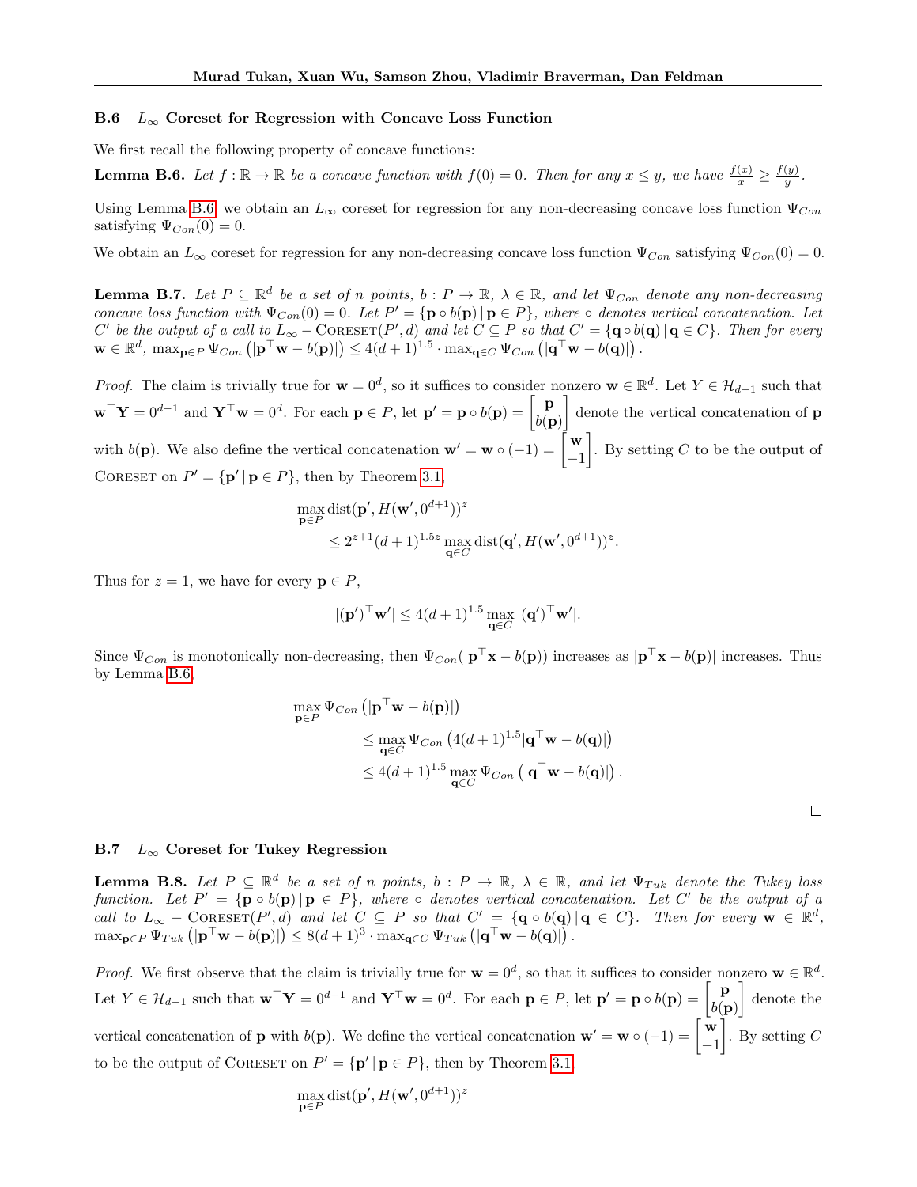### B.6 $L_\infty$ Coreset for Regression with Concave Loss Function

We first recall the following property of concave functions:

**Lemma B.6.** *Let $f : \mathbb{R} \to \mathbb{R}$ be a concave function with $f(0) = 0$. Then for any $x \le y$, we have $\frac{f(x)}{x} \ge \frac{f(y)}{y}$.*

Using Lemma B.6, we obtain an $L_\infty$ coreset for regression for any non-decreasing concave loss function $\Psi_{Con}$ satisfying $\Psi_{Con}(0) = 0$.

We obtain an $L_\infty$ coreset for regression for any non-decreasing concave loss function $\Psi_{Con}$ satisfying $\Psi_{Con}(0) = 0$.

**Lemma B.7.** *Let $P \subseteq \mathbb{R}^d$ be a set of $n$ points, $b : P \to \mathbb{R}$, $\lambda \in \mathbb{R}$, and let $\Psi_{Con}$ denote any non-decreasing concave loss function with $\Psi_{Con}(0) = 0$. Let $P' = \{\mathbf{p} \circ b(\mathbf{p}) \,|\, \mathbf{p} \in P\}$, where $\circ$ denotes vertical concatenation. Let $C'$ be the output of a call to $L_\infty - \textsc{Coreset}(P', d)$ and let $C \subseteq P$ so that $C' = \{\mathbf{q} \circ b(\mathbf{q}) \,|\, \mathbf{q} \in C\}$. Then for every $\mathbf{w} \in \mathbb{R}^d$, $\max_{\mathbf{p}\in P} \Psi_{Con}\left(|\mathbf{p}^\top \mathbf{w} - b(\mathbf{p})|\right) \le 4(d+1)^{1.5} \cdot \max_{\mathbf{q}\in C} \Psi_{Con}\left(|\mathbf{q}^\top \mathbf{w} - b(\mathbf{q})|\right)$.*

*Proof.* The claim is trivially true for $\mathbf{w} = 0^d$, so it suffices to consider nonzero $\mathbf{w} \in \mathbb{R}^d$. Let $Y \in \mathcal{H}_{d-1}$ such that $\mathbf{w}^\top \mathbf{Y} = 0^{d-1}$ and $\mathbf{Y}^\top \mathbf{w} = 0^d$. For each $\mathbf{p} \in P$, let $\mathbf{p}' = \mathbf{p} \circ b(\mathbf{p}) = \begin{bmatrix} \mathbf{p} \\ b(\mathbf{p}) \end{bmatrix}$ denote the vertical concatenation of $\mathbf{p}$ with $b(\mathbf{p})$. We also define the vertical concatenation $\mathbf{w}' = \mathbf{w} \circ (-1) = \begin{bmatrix} \mathbf{w} \\ -1 \end{bmatrix}$. By setting $C$ to be the output of $\textsc{Coreset}$ on $P' = \{\mathbf{p}' \,|\, \mathbf{p} \in P\}$, then by Theorem 3.1,

$$
\begin{aligned}
&\max_{\mathbf{p}\in P} \mathrm{dist}(\mathbf{p}', H(\mathbf{w}', 0^{d+1}))^z \\
&\qquad \le 2^{z+1}(d+1)^{1.5z} \max_{\mathbf{q}\in C} \mathrm{dist}(\mathbf{q}', H(\mathbf{w}', 0^{d+1}))^z.
\end{aligned}
$$

Thus for $z = 1$, we have for every $\mathbf{p} \in P$,

$$
|(\mathbf{p}')^\top \mathbf{w}'| \le 4(d+1)^{1.5} \max_{\mathbf{q}\in C} |(\mathbf{q}')^\top \mathbf{w}'|.
$$

Since $\Psi_{Con}$ is monotonically non-decreasing, then $\Psi_{Con}(|\mathbf{p}^\top \mathbf{x} - b(\mathbf{p}))$ increases as $|\mathbf{p}^\top \mathbf{x} - b(\mathbf{p})|$ increases. Thus by Lemma B.6,

$$
\begin{aligned}
&\max_{\mathbf{p}\in P} \Psi_{Con}\left(|\mathbf{p}^\top \mathbf{w} - b(\mathbf{p})|\right) \\
&\qquad \le \max_{\mathbf{q}\in C} \Psi_{Con}\left(4(d+1)^{1.5}|\mathbf{q}^\top \mathbf{w} - b(\mathbf{q})|\right) \\
&\qquad \le 4(d+1)^{1.5} \max_{\mathbf{q}\in C} \Psi_{Con}\left(|\mathbf{q}^\top \mathbf{w} - b(\mathbf{q})|\right).
\end{aligned}
$$

□

### B.7 $L_\infty$ Coreset for Tukey Regression

**Lemma B.8.** *Let $P \subseteq \mathbb{R}^d$ be a set of $n$ points, $b : P \to \mathbb{R}$, $\lambda \in \mathbb{R}$, and let $\Psi_{Tuk}$ denote the Tukey loss function. Let $P' = \{\mathbf{p} \circ b(\mathbf{p}) \,|\, \mathbf{p} \in P\}$, where $\circ$ denotes vertical concatenation. Let $C'$ be the output of a call to $L_\infty - \textsc{Coreset}(P', d)$ and let $C \subseteq P$ so that $C' = \{\mathbf{q} \circ b(\mathbf{q}) \,|\, \mathbf{q} \in C\}$. Then for every $\mathbf{w} \in \mathbb{R}^d$, $\max_{\mathbf{p}\in P} \Psi_{Tuk}\left(|\mathbf{p}^\top \mathbf{w} - b(\mathbf{p})|\right) \le 8(d+1)^3 \cdot \max_{\mathbf{q}\in C} \Psi_{Tuk}\left(|\mathbf{q}^\top \mathbf{w} - b(\mathbf{q})|\right)$.*

*Proof.* We first observe that the claim is trivially true for $\mathbf{w} = 0^d$, so that it suffices to consider nonzero $\mathbf{w} \in \mathbb{R}^d$. Let $Y \in \mathcal{H}_{d-1}$ such that $\mathbf{w}^\top \mathbf{Y} = 0^{d-1}$ and $\mathbf{Y}^\top \mathbf{w} = 0^d$. For each $\mathbf{p} \in P$, let $\mathbf{p}' = \mathbf{p} \circ b(\mathbf{p}) = \begin{bmatrix} \mathbf{p} \\ b(\mathbf{p}) \end{bmatrix}$ denote the vertical concatenation of $\mathbf{p}$ with $b(\mathbf{p})$. We define the vertical concatenation $\mathbf{w}' = \mathbf{w} \circ (-1) = \begin{bmatrix} \mathbf{w} \\ -1 \end{bmatrix}$. By setting $C$ to be the output of $\textsc{Coreset}$ on $P' = \{\mathbf{p}' \,|\, \mathbf{p} \in P\}$, then by Theorem 3.1,

$$
\max_{\mathbf{p}\in P} \mathrm{dist}(\mathbf{p}', H(\mathbf{w}', 0^{d+1}))^z
$$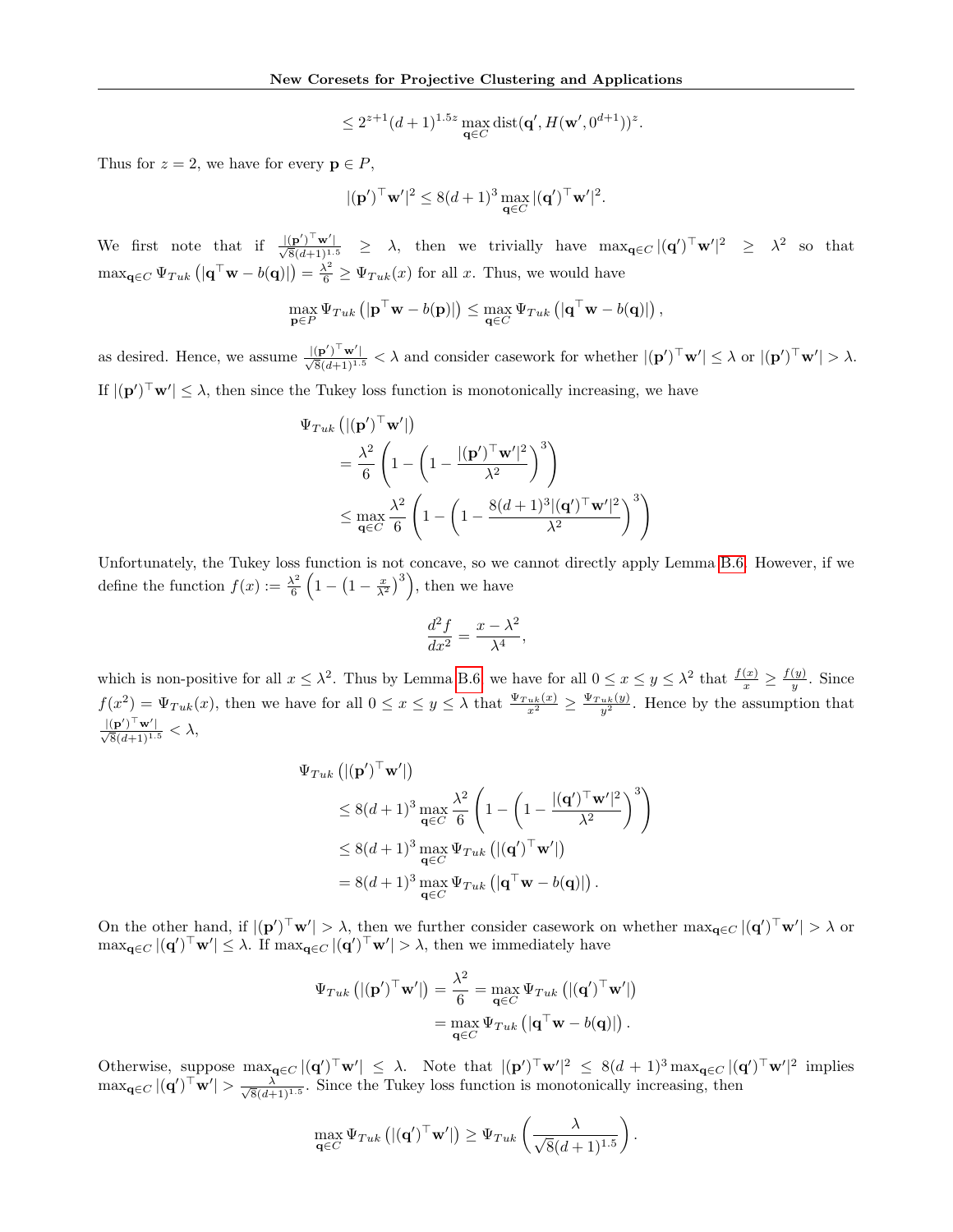$$\leq 2^{z+1}(d+1)^{1.5z} \max_{\mathbf{q}\in C} \text{dist}(\mathbf{q}', H(\mathbf{w}', 0^{d+1}))^z.$$

Thus for $z = 2$, we have for every $\mathbf{p} \in P$,

$$|(\mathbf{p}')^\top \mathbf{w}'|^2 \leq 8(d+1)^3 \max_{\mathbf{q}\in C} |(\mathbf{q}')^\top \mathbf{w}'|^2.$$

We first note that if $\frac{|(\mathbf{p}')^\top \mathbf{w}'|}{\sqrt{8}(d+1)^{1.5}} \geq \lambda$, then we trivially have $\max_{\mathbf{q}\in C} |(\mathbf{q}')^\top \mathbf{w}'|^2 \geq \lambda^2$ so that $\max_{\mathbf{q}\in C} \Psi_{Tuk}\left(|\mathbf{q}^\top \mathbf{w} - b(\mathbf{q})|\right) = \frac{\lambda^2}{6} \geq \Psi_{Tuk}(x)$ for all $x$. Thus, we would have

$$\max_{\mathbf{p}\in P} \Psi_{Tuk}\left(|\mathbf{p}^\top \mathbf{w} - b(\mathbf{p})|\right) \leq \max_{\mathbf{q}\in C} \Psi_{Tuk}\left(|\mathbf{q}^\top \mathbf{w} - b(\mathbf{q})|\right),$$

as desired. Hence, we assume $\frac{|(\mathbf{p}')^\top \mathbf{w}'|}{\sqrt{8}(d+1)^{1.5}} < \lambda$ and consider casework for whether $|(\mathbf{p}')^\top \mathbf{w}'| \leq \lambda$ or $|(\mathbf{p}')^\top \mathbf{w}'| > \lambda$.
If $|(\mathbf{p}')^\top \mathbf{w}'| \leq \lambda$, then since the Tukey loss function is monotonically increasing, we have

$$\begin{aligned}
&\Psi_{Tuk}\left(|(\mathbf{p}')^\top \mathbf{w}'|\right) \\
&\quad = \frac{\lambda^2}{6}\left(1 - \left(1 - \frac{|(\mathbf{p}')^\top \mathbf{w}'|^2}{\lambda^2}\right)^3\right) \\
&\quad \leq \max_{\mathbf{q}\in C} \frac{\lambda^2}{6}\left(1 - \left(1 - \frac{8(d+1)^3|(\mathbf{q}')^\top \mathbf{w}'|^2}{\lambda^2}\right)^3\right)
\end{aligned}$$

Unfortunately, the Tukey loss function is not concave, so we cannot directly apply Lemma B.6. However, if we define the function $f(x) := \frac{\lambda^2}{6}\left(1 - \left(1 - \frac{x}{\lambda^2}\right)^3\right)$, then we have

$$\frac{d^2 f}{dx^2} = \frac{x - \lambda^2}{\lambda^4},$$

which is non-positive for all $x \leq \lambda^2$. Thus by Lemma B.6 we have for all $0 \leq x \leq y \leq \lambda^2$ that $\frac{f(x)}{x} \geq \frac{f(y)}{y}$. Since $f(x^2) = \Psi_{Tuk}(x)$, then we have for all $0 \leq x \leq y \leq \lambda$ that $\frac{\Psi_{Tuk}(x)}{x^2} \geq \frac{\Psi_{Tuk}(y)}{y^2}$. Hence by the assumption that $\frac{|(\mathbf{p}')^\top \mathbf{w}'|}{\sqrt{8}(d+1)^{1.5}} < \lambda$,

$$\begin{aligned}
&\Psi_{Tuk}\left(|(\mathbf{p}')^\top \mathbf{w}'|\right) \\
&\quad \leq 8(d+1)^3 \max_{\mathbf{q}\in C} \frac{\lambda^2}{6}\left(1 - \left(1 - \frac{|(\mathbf{q}')^\top \mathbf{w}'|^2}{\lambda^2}\right)^3\right) \\
&\quad \leq 8(d+1)^3 \max_{\mathbf{q}\in C} \Psi_{Tuk}\left(|(\mathbf{q}')^\top \mathbf{w}'|\right) \\
&\quad = 8(d+1)^3 \max_{\mathbf{q}\in C} \Psi_{Tuk}\left(|\mathbf{q}^\top \mathbf{w} - b(\mathbf{q})|\right).
\end{aligned}$$

On the other hand, if $|(\mathbf{p}')^\top \mathbf{w}'| > \lambda$, then we further consider casework on whether $\max_{\mathbf{q}\in C} |(\mathbf{q}')^\top \mathbf{w}'| > \lambda$ or $\max_{\mathbf{q}\in C} |(\mathbf{q}')^\top \mathbf{w}'| \leq \lambda$. If $\max_{\mathbf{q}\in C} |(\mathbf{q}')^\top \mathbf{w}'| > \lambda$, then we immediately have

$$\begin{aligned}
\Psi_{Tuk}\left(|(\mathbf{p}')^\top \mathbf{w}'|\right) = \frac{\lambda^2}{6} &= \max_{\mathbf{q}\in C} \Psi_{Tuk}\left(|(\mathbf{q}')^\top \mathbf{w}'|\right) \\
&= \max_{\mathbf{q}\in C} \Psi_{Tuk}\left(|\mathbf{q}^\top \mathbf{w} - b(\mathbf{q})|\right).
\end{aligned}$$

Otherwise, suppose $\max_{\mathbf{q}\in C} |(\mathbf{q}')^\top \mathbf{w}'| \leq \lambda$. Note that $|(\mathbf{p}')^\top \mathbf{w}'|^2 \leq 8(d+1)^3 \max_{\mathbf{q}\in C} |(\mathbf{q}')^\top \mathbf{w}'|^2$ implies $\max_{\mathbf{q}\in C} |(\mathbf{q}')^\top \mathbf{w}'| > \frac{\lambda}{\sqrt{8}(d+1)^{1.5}}$. Since the Tukey loss function is monotonically increasing, then

$$\max_{\mathbf{q}\in C} \Psi_{Tuk}\left(|(\mathbf{q}')^\top \mathbf{w}'|\right) \geq \Psi_{Tuk}\left(\frac{\lambda}{\sqrt{8}(d+1)^{1.5}}\right).$$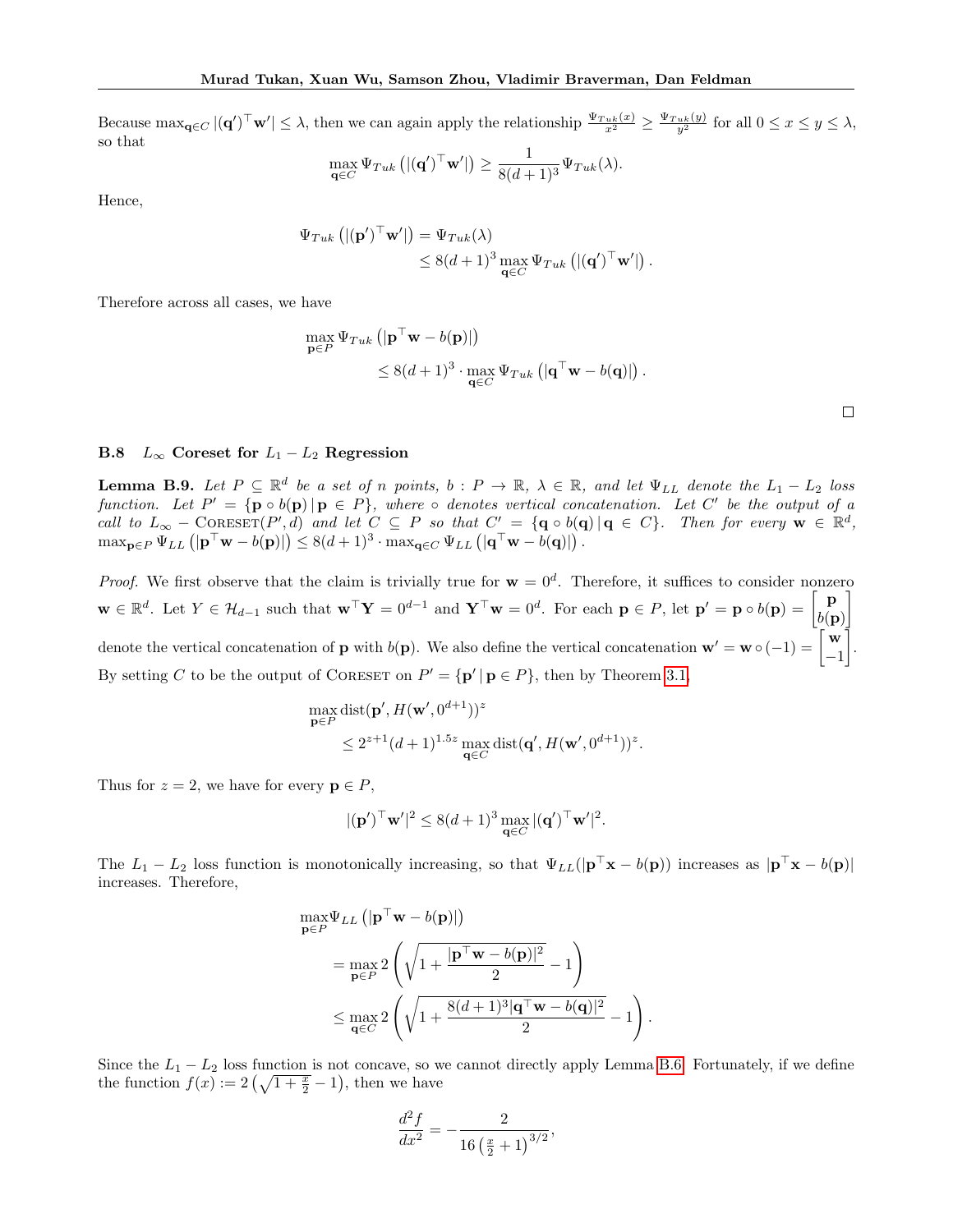Because $\max_{\mathbf{q}\in C} |(\mathbf{q}')^\top \mathbf{w}'| \le \lambda$, then we can again apply the relationship $\frac{\Psi_{Tuk}(x)}{x^2} \ge \frac{\Psi_{Tuk}(y)}{y^2}$ for all $0 \le x \le y \le \lambda$, so that

$$\max_{\mathbf{q}\in C} \Psi_{Tuk}\left(|(\mathbf{q}')^\top \mathbf{w}'|\right) \ge \frac{1}{8(d+1)^3}\Psi_{Tuk}(\lambda).$$

Hence,

$$\begin{aligned}\Psi_{Tuk}\left(|(\mathbf{p}')^\top \mathbf{w}'|\right) &= \Psi_{Tuk}(\lambda)\\ &\le 8(d+1)^3 \max_{\mathbf{q}\in C} \Psi_{Tuk}\left(|(\mathbf{q}')^\top \mathbf{w}'|\right).\end{aligned}$$

Therefore across all cases, we have

$$\begin{aligned}&\max_{\mathbf{p}\in P} \Psi_{Tuk}\left(|\mathbf{p}^\top \mathbf{w} - b(\mathbf{p})|\right)\\ &\qquad\le 8(d+1)^3 \cdot \max_{\mathbf{q}\in C} \Psi_{Tuk}\left(|\mathbf{q}^\top \mathbf{w} - b(\mathbf{q})|\right).\end{aligned}$$

□

### B.8 $L_\infty$ Coreset for $L_1 - L_2$ Regression

**Lemma B.9.** *Let $P \subseteq \mathbb{R}^d$ be a set of $n$ points, $b : P \to \mathbb{R}$, $\lambda \in \mathbb{R}$, and let $\Psi_{LL}$ denote the $L_1 - L_2$ loss function. Let $P' = \{\mathbf{p} \circ b(\mathbf{p}) \,|\, \mathbf{p} \in P\}$, where $\circ$ denotes vertical concatenation. Let $C'$ be the output of a call to $L_\infty -$ CORESET$(P', d)$ and let $C \subseteq P$ so that $C' = \{\mathbf{q} \circ b(\mathbf{q}) \,|\, \mathbf{q} \in C\}$. Then for every $\mathbf{w} \in \mathbb{R}^d$, $\max_{\mathbf{p}\in P} \Psi_{LL}\left(|\mathbf{p}^\top \mathbf{w} - b(\mathbf{p})|\right) \le 8(d+1)^3 \cdot \max_{\mathbf{q}\in C} \Psi_{LL}\left(|\mathbf{q}^\top \mathbf{w} - b(\mathbf{q})|\right)$.*

*Proof.* We first observe that the claim is trivially true for $\mathbf{w} = 0^d$. Therefore, it suffices to consider nonzero $\mathbf{w} \in \mathbb{R}^d$. Let $Y \in \mathcal{H}_{d-1}$ such that $\mathbf{w}^\top Y = 0^{d-1}$ and $Y^\top \mathbf{w} = 0^d$. For each $\mathbf{p} \in P$, let $\mathbf{p}' = \mathbf{p} \circ b(\mathbf{p}) = \begin{bmatrix}\mathbf{p}\\ b(\mathbf{p})\end{bmatrix}$ denote the vertical concatenation of $\mathbf{p}$ with $b(\mathbf{p})$. We also define the vertical concatenation $\mathbf{w}' = \mathbf{w} \circ (-1) = \begin{bmatrix}\mathbf{w}\\ -1\end{bmatrix}$. By setting $C$ to be the output of CORESET on $P' = \{\mathbf{p}' \,|\, \mathbf{p} \in P\}$, then by Theorem 3.1,

$$\begin{aligned}&\max_{\mathbf{p}\in P} \mathrm{dist}(\mathbf{p}', H(\mathbf{w}', 0^{d+1}))^z\\ &\qquad\le 2^{z+1}(d+1)^{1.5z} \max_{\mathbf{q}\in C} \mathrm{dist}(\mathbf{q}', H(\mathbf{w}', 0^{d+1}))^z.\end{aligned}$$

Thus for $z = 2$, we have for every $\mathbf{p} \in P$,

$$|(\mathbf{p}')^\top \mathbf{w}'|^2 \le 8(d+1)^3 \max_{\mathbf{q}\in C} |(\mathbf{q}')^\top \mathbf{w}'|^2.$$

The $L_1 - L_2$ loss function is monotonically increasing, so that $\Psi_{LL}(|\mathbf{p}^\top \mathbf{x} - b(\mathbf{p}))$ increases as $|\mathbf{p}^\top \mathbf{x} - b(\mathbf{p})|$ increases. Therefore,

$$\begin{aligned}&\max_{\mathbf{p}\in P} \Psi_{LL}\left(|\mathbf{p}^\top \mathbf{w} - b(\mathbf{p})|\right)\\ &\qquad= \max_{\mathbf{p}\in P} 2\left(\sqrt{1 + \frac{|\mathbf{p}^\top \mathbf{w} - b(\mathbf{p})|^2}{2}} - 1\right)\\ &\qquad\le \max_{\mathbf{q}\in C} 2\left(\sqrt{1 + \frac{8(d+1)^3|\mathbf{q}^\top \mathbf{w} - b(\mathbf{q})|^2}{2}} - 1\right).\end{aligned}$$

Since the $L_1 - L_2$ loss function is not concave, so we cannot directly apply Lemma B.6. Fortunately, if we define the function $f(x) := 2\left(\sqrt{1 + \frac{x}{2}} - 1\right)$, then we have

$$\frac{d^2 f}{dx^2} = -\frac{2}{16\left(\frac{x}{2} + 1\right)^{3/2}},$$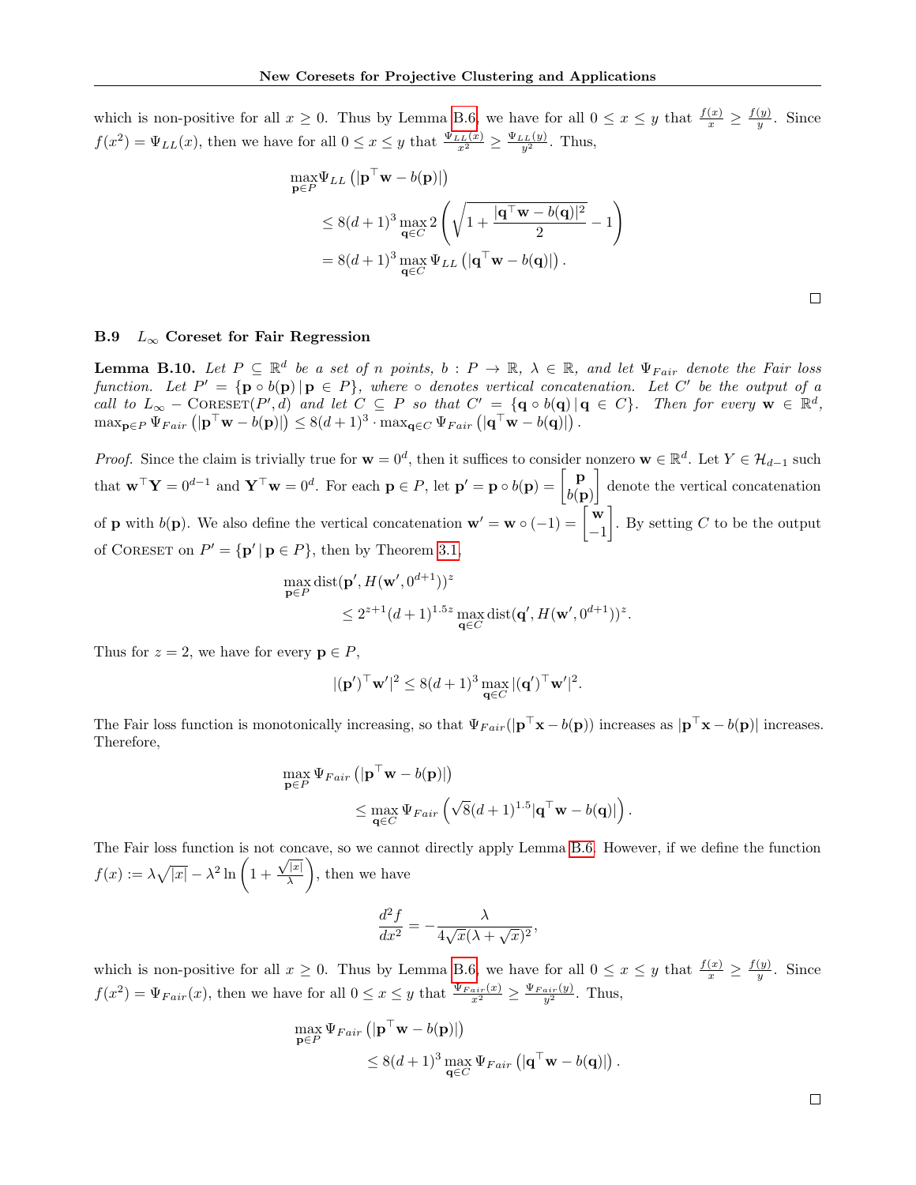which is non-positive for all $x \geq 0$. Thus by Lemma B.6, we have for all $0 \leq x \leq y$ that $\frac{f(x)}{x} \geq \frac{f(y)}{y}$. Since $f(x^2) = \Psi_{LL}(x)$, then we have for all $0 \leq x \leq y$ that $\frac{\Psi_{LL}(x)}{x^2} \geq \frac{\Psi_{LL}(y)}{y^2}$. Thus,

$$\begin{aligned}
&\max_{\mathbf{p}\in P} \Psi_{LL}\left(|\mathbf{p}^\top \mathbf{w} - b(\mathbf{p})|\right) \\
&\quad \leq 8(d+1)^3 \max_{\mathbf{q}\in C} 2\left(\sqrt{1 + \frac{|\mathbf{q}^\top \mathbf{w} - b(\mathbf{q})|^2}{2}} - 1\right) \\
&\quad = 8(d+1)^3 \max_{\mathbf{q}\in C} \Psi_{LL}\left(|\mathbf{q}^\top \mathbf{w} - b(\mathbf{q})|\right).
\end{aligned}$$

□

### B.9 $L_\infty$ Coreset for Fair Regression

**Lemma B.10.** *Let $P \subseteq \mathbb{R}^d$ be a set of $n$ points, $b : P \to \mathbb{R}$, $\lambda \in \mathbb{R}$, and let $\Psi_{Fair}$ denote the Fair loss function. Let $P' = \{\mathbf{p} \circ b(\mathbf{p}) \,|\, \mathbf{p} \in P\}$, where $\circ$ denotes vertical concatenation. Let $C'$ be the output of a call to $L_\infty$ − CORESET$(P', d)$ and let $C \subseteq P$ so that $C' = \{\mathbf{q} \circ b(\mathbf{q}) \,|\, \mathbf{q} \in C\}$. Then for every $\mathbf{w} \in \mathbb{R}^d$, $\max_{\mathbf{p}\in P} \Psi_{Fair}\left(|\mathbf{p}^\top \mathbf{w} - b(\mathbf{p})|\right) \leq 8(d+1)^3 \cdot \max_{\mathbf{q}\in C} \Psi_{Fair}\left(|\mathbf{q}^\top \mathbf{w} - b(\mathbf{q})|\right)$.*

*Proof.* Since the claim is trivially true for $\mathbf{w} = 0^d$, then it suffices to consider nonzero $\mathbf{w} \in \mathbb{R}^d$. Let $Y \in \mathcal{H}_{d-1}$ such that $\mathbf{w}^\top \mathbf{Y} = 0^{d-1}$ and $\mathbf{Y}^\top \mathbf{w} = 0^d$. For each $\mathbf{p} \in P$, let $\mathbf{p}' = \mathbf{p} \circ b(\mathbf{p}) = \begin{bmatrix} \mathbf{p} \\ b(\mathbf{p}) \end{bmatrix}$ denote the vertical concatenation of $\mathbf{p}$ with $b(\mathbf{p})$. We also define the vertical concatenation $\mathbf{w}' = \mathbf{w} \circ (-1) = \begin{bmatrix} \mathbf{w} \\ -1 \end{bmatrix}$. By setting $C$ to be the output of CORESET on $P' = \{\mathbf{p}' \,|\, \mathbf{p} \in P\}$, then by Theorem 3.1,

$$\begin{aligned}
&\max_{\mathbf{p}\in P} \mathrm{dist}(\mathbf{p}', H(\mathbf{w}', 0^{d+1}))^z \\
&\quad \leq 2^{z+1}(d+1)^{1.5z} \max_{\mathbf{q}\in C} \mathrm{dist}(\mathbf{q}', H(\mathbf{w}', 0^{d+1}))^z.
\end{aligned}$$

Thus for $z = 2$, we have for every $\mathbf{p} \in P$,

$$|(\mathbf{p}')^\top \mathbf{w}'|^2 \leq 8(d+1)^3 \max_{\mathbf{q}\in C} |(\mathbf{q}')^\top \mathbf{w}'|^2.$$

The Fair loss function is monotonically increasing, so that $\Psi_{Fair}(|\mathbf{p}^\top \mathbf{x} - b(\mathbf{p}))$ increases as $|\mathbf{p}^\top \mathbf{x} - b(\mathbf{p})|$ increases. Therefore,

$$\begin{aligned}
&\max_{\mathbf{p}\in P} \Psi_{Fair}\left(|\mathbf{p}^\top \mathbf{w} - b(\mathbf{p})|\right) \\
&\quad \leq \max_{\mathbf{q}\in C} \Psi_{Fair}\left(\sqrt{8}(d+1)^{1.5} |\mathbf{q}^\top \mathbf{w} - b(\mathbf{q})|\right).
\end{aligned}$$

The Fair loss function is not concave, so we cannot directly apply Lemma B.6. However, if we define the function $f(x) := \lambda\sqrt{|x|} - \lambda^2 \ln\left(1 + \frac{\sqrt{|x|}}{\lambda}\right)$, then we have

$$\frac{d^2 f}{dx^2} = -\frac{\lambda}{4\sqrt{x}(\lambda + \sqrt{x})^2},$$

which is non-positive for all $x \geq 0$. Thus by Lemma B.6, we have for all $0 \leq x \leq y$ that $\frac{f(x)}{x} \geq \frac{f(y)}{y}$. Since $f(x^2) = \Psi_{Fair}(x)$, then we have for all $0 \leq x \leq y$ that $\frac{\Psi_{Fair}(x)}{x^2} \geq \frac{\Psi_{Fair}(y)}{y^2}$. Thus,

$$\begin{aligned}
&\max_{\mathbf{p}\in P} \Psi_{Fair}\left(|\mathbf{p}^\top \mathbf{w} - b(\mathbf{p})|\right) \\
&\quad \leq 8(d+1)^3 \max_{\mathbf{q}\in C} \Psi_{Fair}\left(|\mathbf{q}^\top \mathbf{w} - b(\mathbf{q})|\right).
\end{aligned}$$

□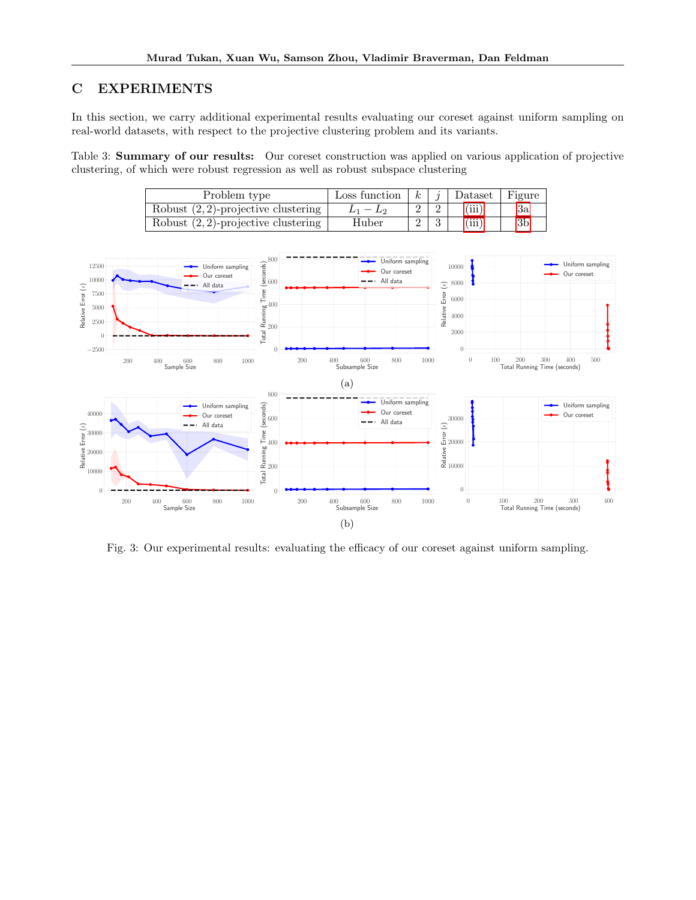## C EXPERIMENTS

In this section, we carry additional experimental results evaluating our coreset against uniform sampling on real-world datasets, with respect to the projective clustering problem and its variants.

Table 3: **Summary of our results:** Our coreset construction was applied on various application of projective clustering, of which were robust regression as well as robust subspace clustering

| Problem type | Loss function | $k$ | $j$ | Dataset | Figure |
|---|---|---|---|---|---|
| Robust $(2, 2)$-projective clustering | $L_1 - L_2$ | 2 | 2 | (iii) | 3a |
| Robust $(2, 2)$-projective clustering | Huber | 2 | 3 | (iii) | 3b |

Uniform sampling
Our coreset
All data
Relative Error ($\epsilon$)
Sample Size
12500
10000
7500
5000
2500
0
−2500
200
400
600
800
1000

Uniform sampling
Our coreset
All data
Total Running Time (seconds)
Subsample Size
800
600
400
200
0
200
400
600
800
1000

Uniform sampling
Our coreset
Relative Error ($\epsilon$)
Total Running Time (seconds)
10000
8000
6000
4000
2000
0
0
100
200
300
400
500

(a)

Uniform sampling
Our coreset
All data
Relative Error ($\epsilon$)
Sample Size
40000
30000
20000
10000
0
200
400
600
800
1000

Uniform sampling
Our coreset
All data
Total Running Time (seconds)
Subsample Size
800
600
400
200
0
200
400
600
800
1000

Uniform sampling
Our coreset
Relative Error ($\epsilon$)
Total Running Time (seconds)
30000
20000
10000
0
0
100
200
300
400

(b)

Fig. 3: Our experimental results: evaluating the efficacy of our coreset against uniform sampling.